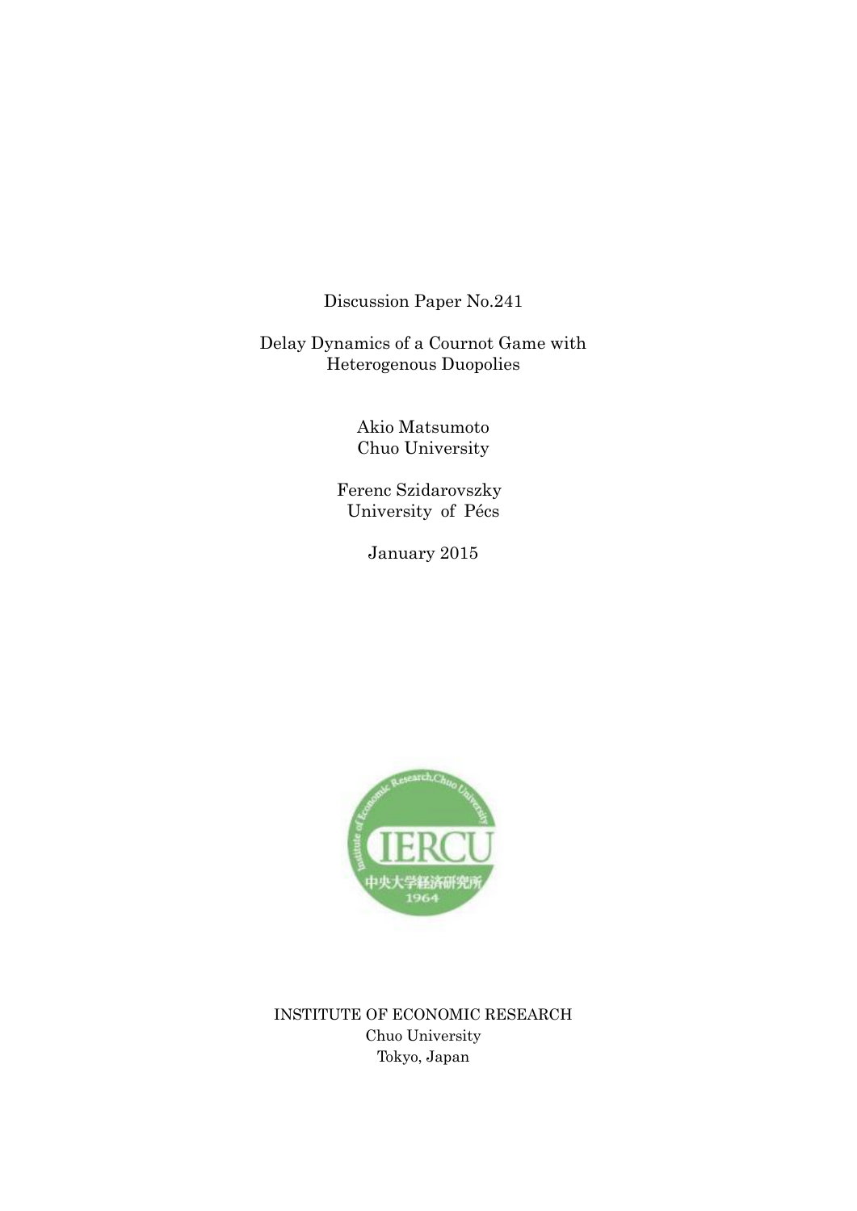Discussion Paper No.241

# Delay Dynamics of a Cournot Game with Heterogenous Duopolies

Akio Matsumoto
Chuo University

Ferenc Szidarovszky
University of Pécs

January 2015

INSTITUTE OF ECONOMIC RESEARCH
Chuo University
Tokyo, Japan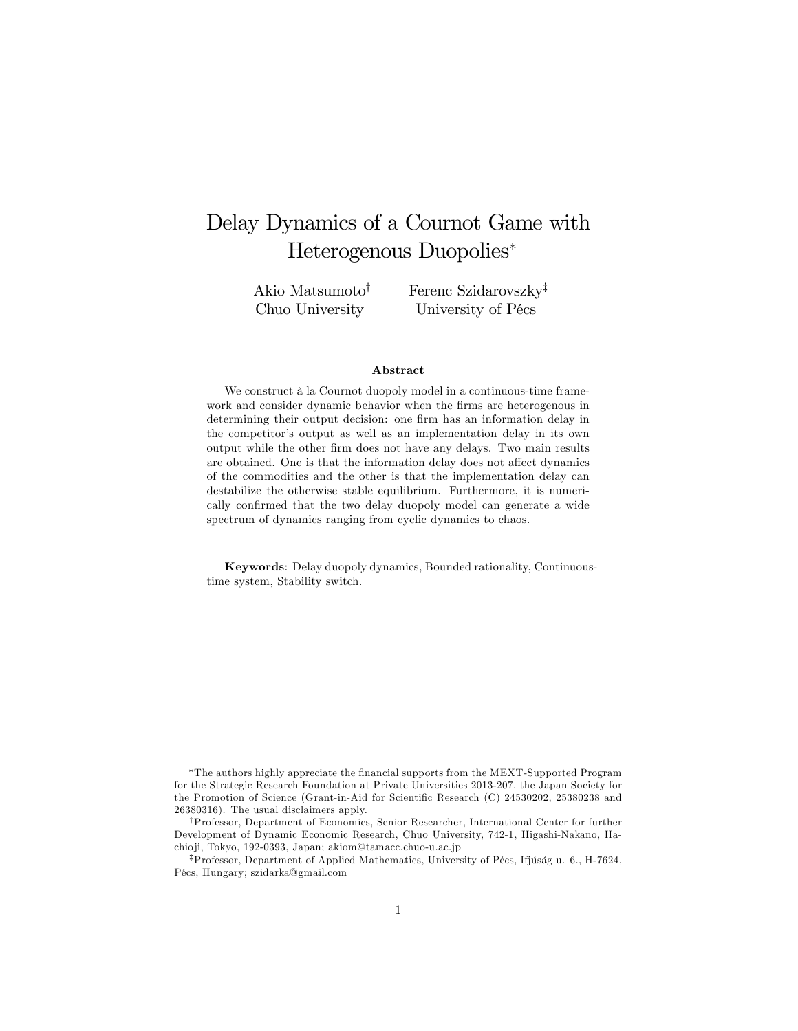# Delay Dynamics of a Cournot Game with Heterogenous Duopolies*

Akio Matsumoto† Chuo University

Ferenc Szidarovszky‡ University of Pécs

### Abstract

We construct à la Cournot duopoly model in a continuous-time framework and consider dynamic behavior when the firms are heterogenous in determining their output decision: one firm has an information delay in the competitor's output as well as an implementation delay in its own output while the other firm does not have any delays. Two main results are obtained. One is that the information delay does not affect dynamics of the commodities and the other is that the implementation delay can destabilize the otherwise stable equilibrium. Furthermore, it is numerically confirmed that the two delay duopoly model can generate a wide spectrum of dynamics ranging from cyclic dynamics to chaos.

**Keywords**: Delay duopoly dynamics, Bounded rationality, Continuous-time system, Stability switch.

---

*The authors highly appreciate the financial supports from the MEXT-Supported Program for the Strategic Research Foundation at Private Universities 2013-207, the Japan Society for the Promotion of Science (Grant-in-Aid for Scientific Research (C) 24530202, 25380238 and 26380316). The usual disclaimers apply.

†Professor, Department of Economics, Senior Researcher, International Center for further Development of Dynamic Economic Research, Chuo University, 742-1, Higashi-Nakano, Hachioji, Tokyo, 192-0393, Japan; akiom@tamacc.chuo-u.ac.jp

‡Professor, Department of Applied Mathematics, University of Pécs, Ifjúság u. 6., H-7624, Pécs, Hungary; szidarka@gmail.com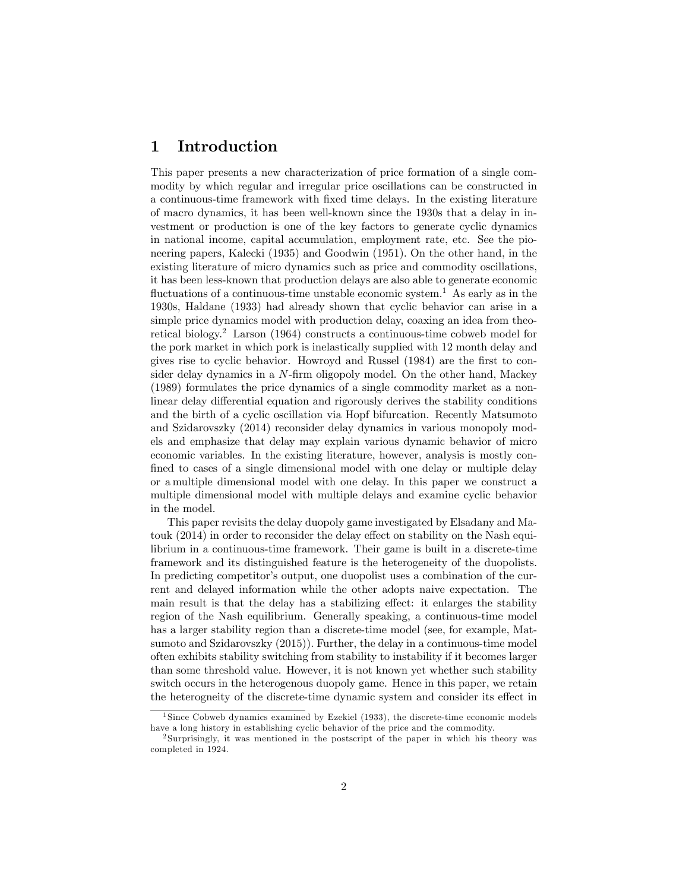# 1 Introduction

This paper presents a new characterization of price formation of a single commodity by which regular and irregular price oscillations can be constructed in a continuous-time framework with fixed time delays. In the existing literature of macro dynamics, it has been well-known since the 1930s that a delay in investment or production is one of the key factors to generate cyclic dynamics in national income, capital accumulation, employment rate, etc. See the pioneering papers, Kalecki (1935) and Goodwin (1951). On the other hand, in the existing literature of micro dynamics such as price and commodity oscillations, it has been less-known that production delays are also able to generate economic fluctuations of a continuous-time unstable economic system.[1] As early as in the 1930s, Haldane (1933) had already shown that cyclic behavior can arise in a simple price dynamics model with production delay, coaxing an idea from theoretical biology.[2] Larson (1964) constructs a continuous-time cobweb model for the pork market in which pork is inelastically supplied with 12 month delay and gives rise to cyclic behavior. Howroyd and Russel (1984) are the first to consider delay dynamics in a $N$-firm oligopoly model. On the other hand, Mackey (1989) formulates the price dynamics of a single commodity market as a nonlinear delay differential equation and rigorously derives the stability conditions and the birth of a cyclic oscillation via Hopf bifurcation. Recently Matsumoto and Szidarovszky (2014) reconsider delay dynamics in various monopoly models and emphasize that delay may explain various dynamic behavior of micro economic variables. In the existing literature, however, analysis is mostly confined to cases of a single dimensional model with one delay or multiple delay or a multiple dimensional model with one delay. In this paper we construct a multiple dimensional model with multiple delays and examine cyclic behavior in the model.

This paper revisits the delay duopoly game investigated by Elsadany and Matouk (2014) in order to reconsider the delay effect on stability on the Nash equilibrium in a continuous-time framework. Their game is built in a discrete-time framework and its distinguished feature is the heterogeneity of the duopolists. In predicting competitor's output, one duopolist uses a combination of the current and delayed information while the other adopts naive expectation. The main result is that the delay has a stabilizing effect: it enlarges the stability region of the Nash equilibrium. Generally speaking, a continuous-time model has a larger stability region than a discrete-time model (see, for example, Matsumoto and Szidarovszky (2015)). Further, the delay in a continuous-time model often exhibits stability switching from stability to instability if it becomes larger than some threshold value. However, it is not known yet whether such stability switch occurs in the heterogenous duopoly game. Hence in this paper, we retain the heterogneity of the discrete-time dynamic system and consider its effect in

[1] Since Cobweb dynamics examined by Ezekiel (1933), the discrete-time economic models have a long history in establishing cyclic behavior of the price and the commodity.

[2] Surprisingly, it was mentioned in the postscript of the paper in which his theory was completed in 1924.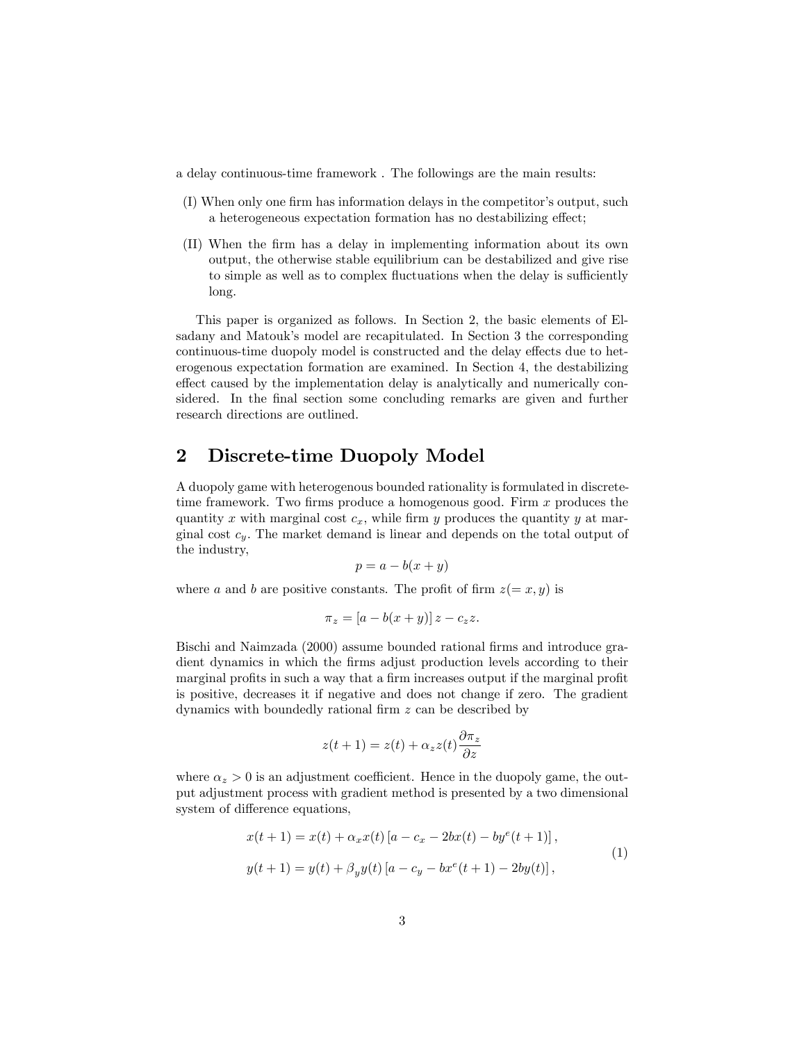a delay continuous-time framework . The followings are the main results:

(I) When only one firm has information delays in the competitor's output, such a heterogeneous expectation formation has no destabilizing effect;

(II) When the firm has a delay in implementing information about its own output, the otherwise stable equilibrium can be destabilized and give rise to simple as well as to complex fluctuations when the delay is sufficiently long.

This paper is organized as follows. In Section 2, the basic elements of Elsadany and Matouk's model are recapitulated. In Section 3 the corresponding continuous-time duopoly model is constructed and the delay effects due to heterogenous expectation formation are examined. In Section 4, the destabilizing effect caused by the implementation delay is analytically and numerically considered. In the final section some concluding remarks are given and further research directions are outlined.

## 2 Discrete-time Duopoly Model

A duopoly game with heterogenous bounded rationality is formulated in discrete-time framework. Two firms produce a homogenous good. Firm $x$ produces the quantity $x$ with marginal cost $c_x$, while firm $y$ produces the quantity $y$ at marginal cost $c_y$. The market demand is linear and depends on the total output of the industry,

$$p = a - b(x+y)$$

where $a$ and $b$ are positive constants. The profit of firm $z(= x, y)$ is

$$\pi_z = \left[a - b(x+y)\right] z - c_z z.$$

Bischi and Naimzada (2000) assume bounded rational firms and introduce gradient dynamics in which the firms adjust production levels according to their marginal profits in such a way that a firm increases output if the marginal profit is positive, decreases it if negative and does not change if zero. The gradient dynamics with boundedly rational firm $z$ can be described by

$$z(t+1) = z(t) + \alpha_z z(t) \frac{\partial \pi_z}{\partial z}$$

where $\alpha_z > 0$ is an adjustment coefficient. Hence in the duopoly game, the output adjustment process with gradient method is presented by a two dimensional system of difference equations,

$$\begin{aligned} x(t+1) &= x(t) + \alpha_x x(t) \left[a - c_x - 2bx(t) - by^e(t+1)\right], \\ y(t+1) &= y(t) + \beta_y y(t) \left[a - c_y - bx^e(t+1) - 2by(t)\right], \end{aligned} \tag{1}$$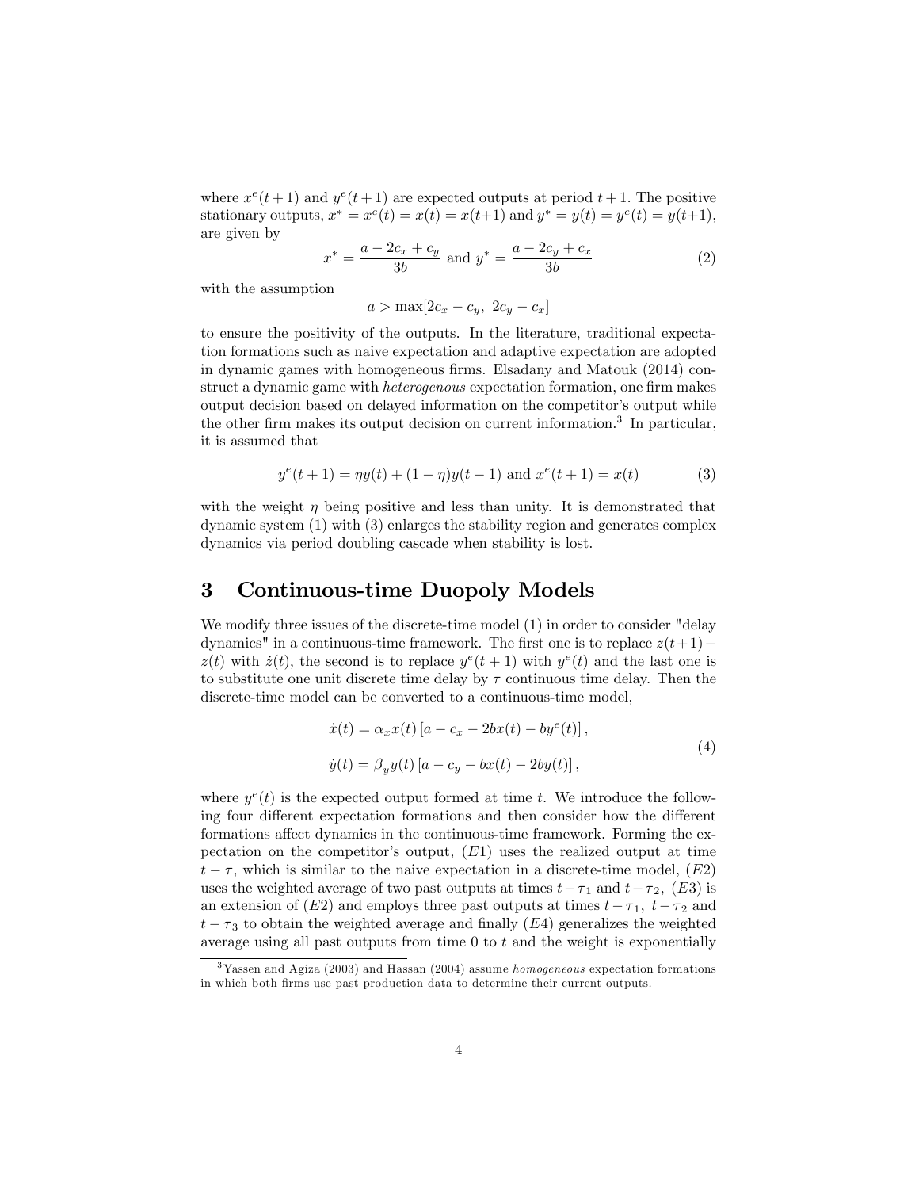where $x^e(t+1)$ and $y^e(t+1)$ are expected outputs at period $t+1$. The positive stationary outputs, $x^* = x^e(t) = x(t) = x(t+1)$ and $y^* = y(t) = y^e(t) = y(t+1)$, are given by

$$x^* = \frac{a - 2c_x + c_y}{3b} \text{ and } y^* = \frac{a - 2c_y + c_x}{3b} \tag{2}$$

with the assumption

$$a > \max[2c_x - c_y,\ 2c_y - c_x]$$

to ensure the positivity of the outputs. In the literature, traditional expectation formations such as naive expectation and adaptive expectation are adopted in dynamic games with homogeneous firms. Elsadany and Matouk (2014) construct a dynamic game with *heterogenous* expectation formation, one firm makes output decision based on delayed information on the competitor's output while the other firm makes its output decision on current information.[3] In particular, it is assumed that

$$y^e(t+1) = \eta y(t) + (1-\eta) y(t-1) \text{ and } x^e(t+1) = x(t) \tag{3}$$

with the weight $\eta$ being positive and less than unity. It is demonstrated that dynamic system (1) with (3) enlarges the stability region and generates complex dynamics via period doubling cascade when stability is lost.

## 3 Continuous-time Duopoly Models

We modify three issues of the discrete-time model (1) in order to consider "delay dynamics" in a continuous-time framework. The first one is to replace $z(t+1) - z(t)$ with $\dot{z}(t)$, the second is to replace $y^e(t+1)$ with $y^e(t)$ and the last one is to substitute one unit discrete time delay by $\tau$ continuous time delay. Then the discrete-time model can be converted to a continuous-time model,

$$\begin{aligned} \dot{x}(t) &= \alpha_x x(t) \left[ a - c_x - 2bx(t) - by^e(t) \right], \\ \dot{y}(t) &= \beta_y y(t) \left[ a - c_y - bx(t) - 2by(t) \right], \end{aligned} \tag{4}$$

where $y^e(t)$ is the expected output formed at time $t$. We introduce the following four different expectation formations and then consider how the different formations affect dynamics in the continuous-time framework. Forming the expectation on the competitor's output, $(E1)$ uses the realized output at time $t - \tau$, which is similar to the naive expectation in a discrete-time model, $(E2)$ uses the weighted average of two past outputs at times $t - \tau_1$ and $t - \tau_2$, $(E3)$ is an extension of $(E2)$ and employs three past outputs at times $t - \tau_1$, $t - \tau_2$ and $t - \tau_3$ to obtain the weighted average and finally $(E4)$ generalizes the weighted average using all past outputs from time 0 to $t$ and the weight is exponentially

[3] Yassen and Agiza (2003) and Hassan (2004) assume *homogeneous* expectation formations in which both firms use past production data to determine their current outputs.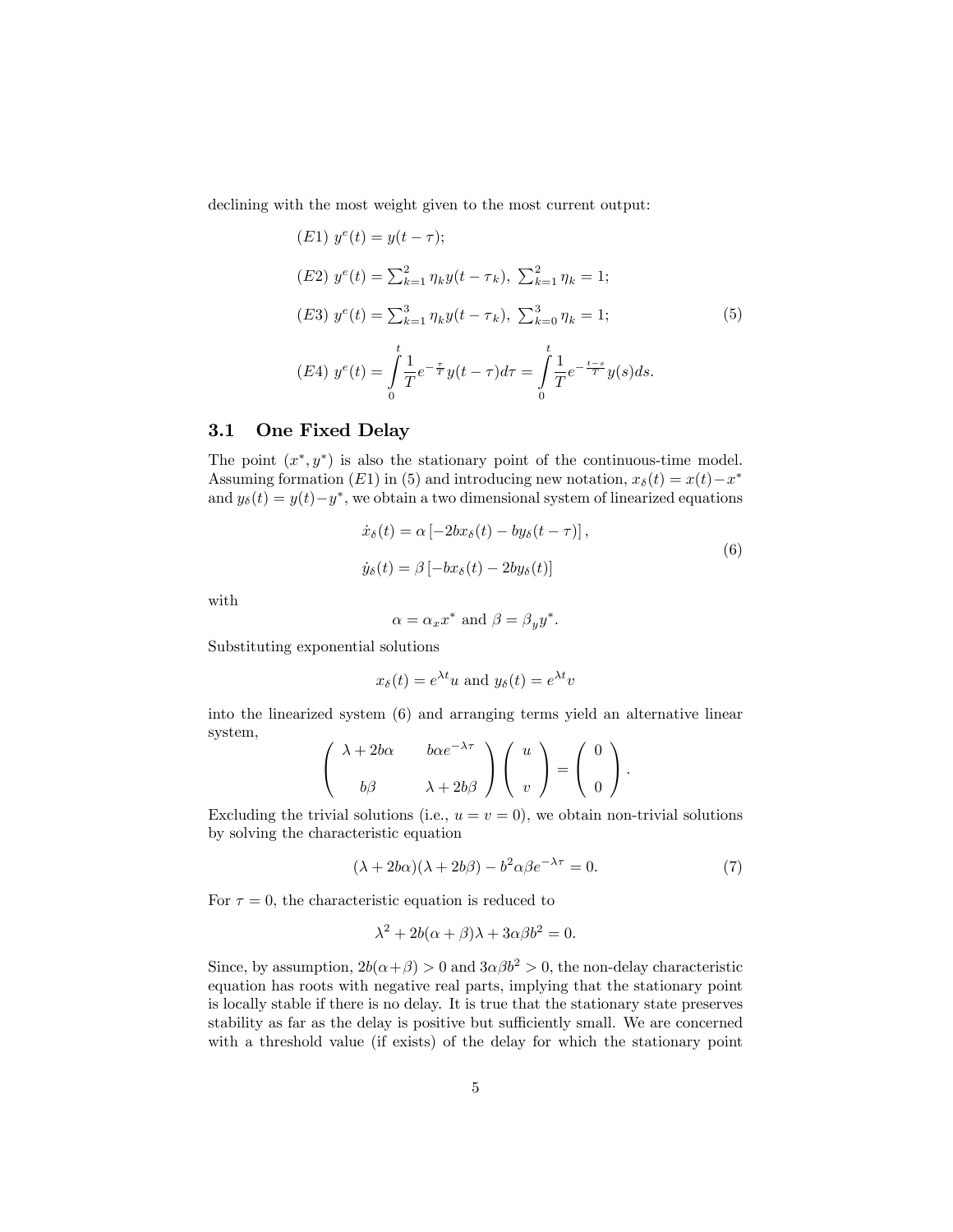declining with the most weight given to the most current output:

$$
\begin{aligned}
&(E1)\ y^e(t) = y(t-\tau); \\
&(E2)\ y^e(t) = \textstyle\sum_{k=1}^{2} \eta_k y(t-\tau_k),\ \sum_{k=1}^{2} \eta_k = 1; \\
&(E3)\ y^e(t) = \textstyle\sum_{k=1}^{3} \eta_k y(t-\tau_k),\ \sum_{k=0}^{3} \eta_k = 1; \\
&(E4)\ y^e(t) = \int_0^t \frac{1}{T} e^{-\frac{\tau}{T}} y(t-\tau) d\tau = \int_0^t \frac{1}{T} e^{-\frac{t-s}{T}} y(s) ds.
\end{aligned}
\tag{5}
$$

### 3.1 One Fixed Delay

The point $(x^*, y^*)$ is also the stationary point of the continuous-time model. Assuming formation $(E1)$ in (5) and introducing new notation, $x_\delta(t) = x(t) - x^*$ and $y_\delta(t) = y(t) - y^*$, we obtain a two dimensional system of linearized equations

$$
\begin{aligned}
\dot{x}_\delta(t) &= \alpha \left[-2bx_\delta(t) - by_\delta(t-\tau)\right], \\
\dot{y}_\delta(t) &= \beta \left[-bx_\delta(t) - 2by_\delta(t)\right]
\end{aligned}
\tag{6}
$$

with

$$
\alpha = \alpha_x x^* \text{ and } \beta = \beta_y y^*.
$$

Substituting exponential solutions

$$
x_\delta(t) = e^{\lambda t} u \text{ and } y_\delta(t) = e^{\lambda t} v
$$

into the linearized system (6) and arranging terms yield an alternative linear system,

$$
\begin{pmatrix} \lambda + 2b\alpha & b\alpha e^{-\lambda\tau} \\ b\beta & \lambda + 2b\beta \end{pmatrix} \begin{pmatrix} u \\ v \end{pmatrix} = \begin{pmatrix} 0 \\ 0 \end{pmatrix}.
$$

Excluding the trivial solutions (i.e., $u = v = 0$), we obtain non-trivial solutions by solving the characteristic equation

$$
(\lambda + 2b\alpha)(\lambda + 2b\beta) - b^2\alpha\beta e^{-\lambda\tau} = 0. \tag{7}
$$

For $\tau = 0$, the characteristic equation is reduced to

$$
\lambda^2 + 2b(\alpha + \beta)\lambda + 3\alpha\beta b^2 = 0.
$$

Since, by assumption, $2b(\alpha+\beta) > 0$ and $3\alpha\beta b^2 > 0$, the non-delay characteristic equation has roots with negative real parts, implying that the stationary point is locally stable if there is no delay. It is true that the stationary state preserves stability as far as the delay is positive but sufficiently small. We are concerned with a threshold value (if exists) of the delay for which the stationary point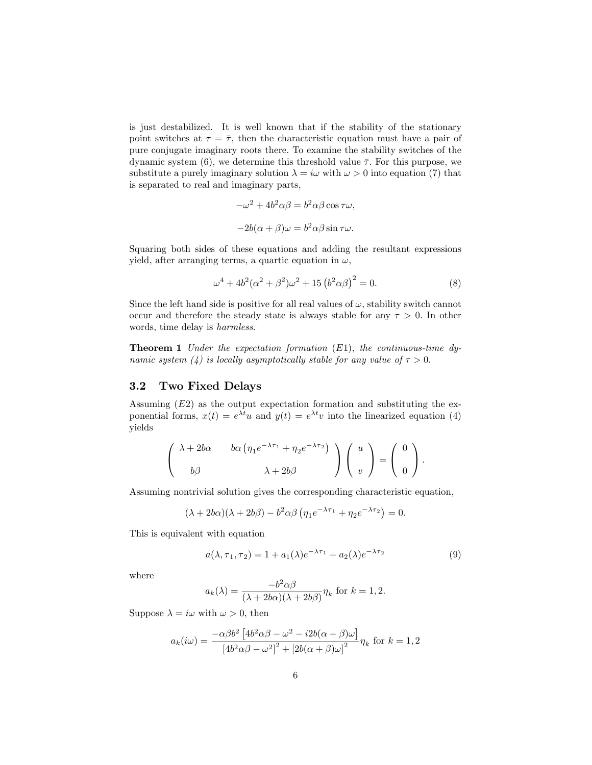is just destabilized. It is well known that if the stability of the stationary point switches at $\tau = \bar{\tau}$, then the characteristic equation must have a pair of pure conjugate imaginary roots there. To examine the stability switches of the dynamic system (6), we determine this threshold value $\bar{\tau}$. For this purpose, we substitute a purely imaginary solution $\lambda = i\omega$ with $\omega > 0$ into equation (7) that is separated to real and imaginary parts,

$$-\omega^2 + 4b^2\alpha\beta = b^2\alpha\beta\cos\tau\omega,$$

$$-2b(\alpha+\beta)\omega = b^2\alpha\beta\sin\tau\omega.$$

Squaring both sides of these equations and adding the resultant expressions yield, after arranging terms, a quartic equation in $\omega$,

$$\omega^4 + 4b^2(\alpha^2+\beta^2)\omega^2 + 15\left(b^2\alpha\beta\right)^2 = 0. \tag{8}$$

Since the left hand side is positive for all real values of $\omega$, stability switch cannot occur and therefore the steady state is always stable for any $\tau > 0$. In other words, time delay is *harmless*.

**Theorem 1** *Under the expectation formation (E1), the continuous-time dynamic system (4) is locally asymptotically stable for any value of $\tau > 0$.*

## 3.2 Two Fixed Delays

Assuming $(E2)$ as the output expectation formation and substituting the exponential forms, $x(t) = e^{\lambda t}u$ and $y(t) = e^{\lambda t}v$ into the linearized equation (4) yields

$$\begin{pmatrix} \lambda + 2b\alpha & b\alpha\left(\eta_1 e^{-\lambda\tau_1} + \eta_2 e^{-\lambda\tau_2}\right) \\ b\beta & \lambda + 2b\beta \end{pmatrix} \begin{pmatrix} u \\ v \end{pmatrix} = \begin{pmatrix} 0 \\ 0 \end{pmatrix}.$$

Assuming nontrivial solution gives the corresponding characteristic equation,

$$(\lambda + 2b\alpha)(\lambda + 2b\beta) - b^2\alpha\beta\left(\eta_1 e^{-\lambda\tau_1} + \eta_2 e^{-\lambda\tau_2}\right) = 0.$$

This is equivalent with equation

$$a(\lambda, \tau_1, \tau_2) = 1 + a_1(\lambda)e^{-\lambda\tau_1} + a_2(\lambda)e^{-\lambda\tau_2} \tag{9}$$

where

$$a_k(\lambda) = \frac{-b^2\alpha\beta}{(\lambda + 2b\alpha)(\lambda + 2b\beta)}\eta_k \text{ for } k = 1, 2.$$

Suppose $\lambda = i\omega$ with $\omega > 0$, then

$$a_k(i\omega) = \frac{-\alpha\beta b^2\left[4b^2\alpha\beta - \omega^2 - i2b(\alpha+\beta)\omega\right]}{\left[4b^2\alpha\beta - \omega^2\right]^2 + \left[2b(\alpha+\beta)\omega\right]^2}\eta_k \text{ for } k = 1, 2$$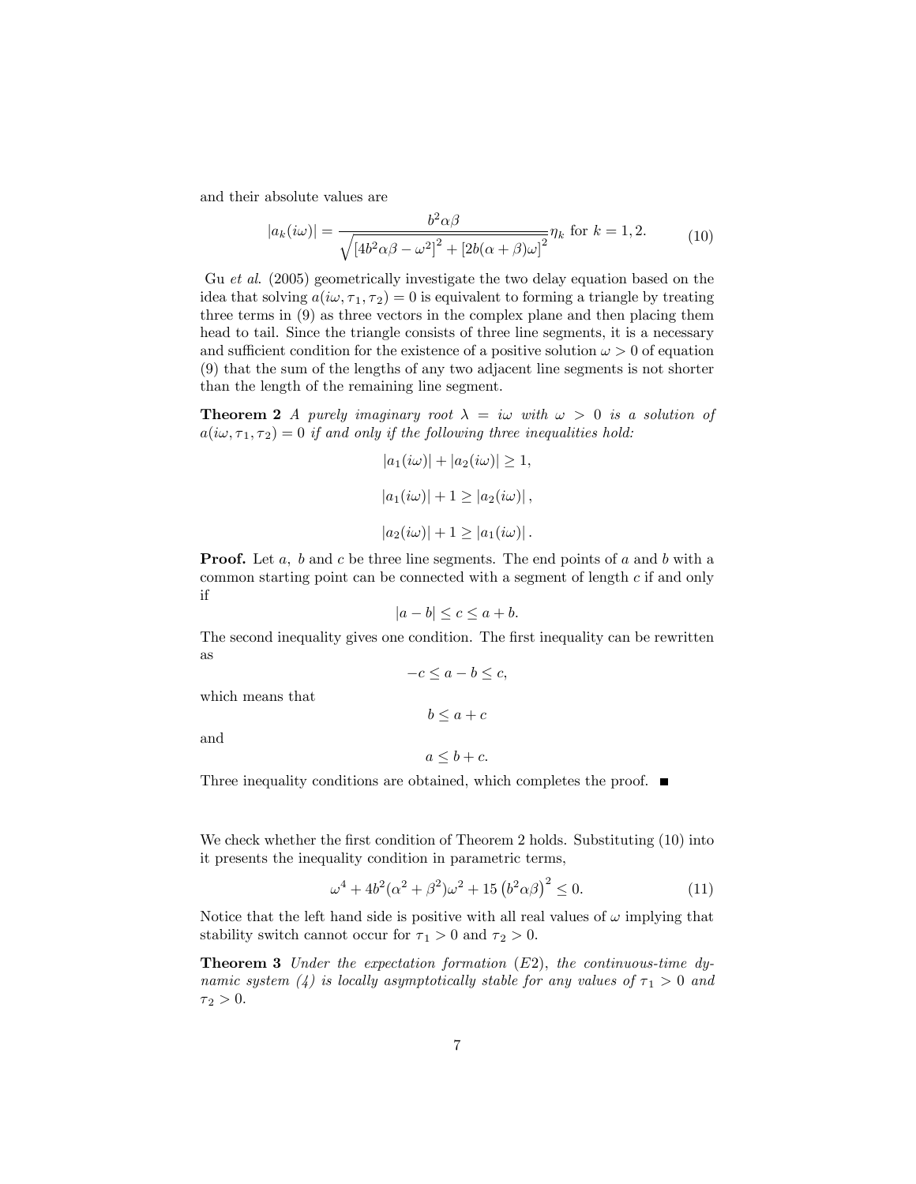and their absolute values are

$$|a_k(i\omega)| = \frac{b^2\alpha\beta}{\sqrt{\left[4b^2\alpha\beta - \omega^2\right]^2 + \left[2b(\alpha+\beta)\omega\right]^2}}\eta_k \text{ for } k = 1, 2. \tag{10}$$

Gu *et al*. (2005) geometrically investigate the two delay equation based on the idea that solving $a(i\omega, \tau_1, \tau_2) = 0$ is equivalent to forming a triangle by treating three terms in (9) as three vectors in the complex plane and then placing them head to tail. Since the triangle consists of three line segments, it is a necessary and sufficient condition for the existence of a positive solution $\omega > 0$ of equation (9) that the sum of the lengths of any two adjacent line segments is not shorter than the length of the remaining line segment.

**Theorem 2** *A purely imaginary root $\lambda = i\omega$ with $\omega > 0$ is a solution of $a(i\omega, \tau_1, \tau_2) = 0$ if and only if the following three inequalities hold:*

$$|a_1(i\omega)| + |a_2(i\omega)| \geq 1,$$

$$|a_1(i\omega)| + 1 \geq |a_2(i\omega)|,$$

$$|a_2(i\omega)| + 1 \geq |a_1(i\omega)|.$$

**Proof.** Let $a$, $b$ and $c$ be three line segments. The end points of $a$ and $b$ with a common starting point can be connected with a segment of length $c$ if and only if

$$|a - b| \leq c \leq a + b.$$

The second inequality gives one condition. The first inequality can be rewritten as

$$-c \leq a - b \leq c,$$

which means that

$$b \leq a + c$$

and

$$a \leq b + c.$$

Three inequality conditions are obtained, which completes the proof. ■

We check whether the first condition of Theorem 2 holds. Substituting (10) into it presents the inequality condition in parametric terms,

$$\omega^4 + 4b^2(\alpha^2 + \beta^2)\omega^2 + 15\left(b^2\alpha\beta\right)^2 \leq 0. \tag{11}$$

Notice that the left hand side is positive with all real values of $\omega$ implying that stability switch cannot occur for $\tau_1 > 0$ and $\tau_2 > 0$.

**Theorem 3** *Under the expectation formation ($E2$), the continuous-time dynamic system (4) is locally asymptotically stable for any values of $\tau_1 > 0$ and $\tau_2 > 0$.*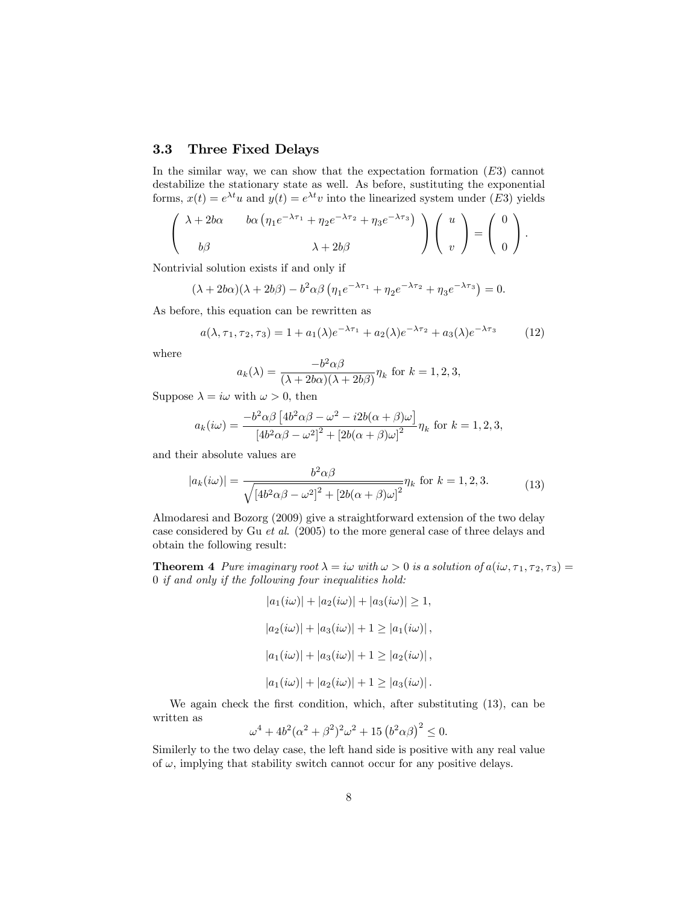### 3.3 Three Fixed Delays

In the similar way, we can show that the expectation formation $(E3)$ cannot destabilize the stationary state as well. As before, sustituting the exponential forms, $x(t) = e^{\lambda t}u$ and $y(t) = e^{\lambda t}v$ into the linearized system under $(E3)$ yields

$$
\begin{pmatrix} \lambda + 2b\alpha & b\alpha\left(\eta_1 e^{-\lambda\tau_1} + \eta_2 e^{-\lambda\tau_2} + \eta_3 e^{-\lambda\tau_3}\right) \\ \\ b\beta & \lambda + 2b\beta \end{pmatrix} \begin{pmatrix} u \\ \\ v \end{pmatrix} = \begin{pmatrix} 0 \\ \\ 0 \end{pmatrix}.
$$

Nontrivial solution exists if and only if

$$
(\lambda + 2b\alpha)(\lambda + 2b\beta) - b^2\alpha\beta\left(\eta_1 e^{-\lambda\tau_1} + \eta_2 e^{-\lambda\tau_2} + \eta_3 e^{-\lambda\tau_3}\right) = 0.
$$

As before, this equation can be rewritten as

$$
a(\lambda, \tau_1, \tau_2, \tau_3) = 1 + a_1(\lambda)e^{-\lambda\tau_1} + a_2(\lambda)e^{-\lambda\tau_2} + a_3(\lambda)e^{-\lambda\tau_3} \tag{12}
$$

where

$$
a_k(\lambda) = \frac{-b^2\alpha\beta}{(\lambda + 2b\alpha)(\lambda + 2b\beta)}\eta_k \text{ for } k = 1, 2, 3,
$$

Suppose $\lambda = i\omega$ with $\omega > 0$, then

$$
a_k(i\omega) = \frac{-b^2\alpha\beta\left[4b^2\alpha\beta - \omega^2 - i2b(\alpha+\beta)\omega\right]}{\left[4b^2\alpha\beta - \omega^2\right]^2 + \left[2b(\alpha+\beta)\omega\right]^2}\eta_k \text{ for } k = 1, 2, 3,
$$

and their absolute values are

$$
|a_k(i\omega)| = \frac{b^2\alpha\beta}{\sqrt{\left[4b^2\alpha\beta - \omega^2\right]^2 + \left[2b(\alpha+\beta)\omega\right]^2}}\eta_k \text{ for } k = 1, 2, 3. \tag{13}
$$

Almodaresi and Bozorg (2009) give a straightforward extension of the two delay case considered by Gu *et al*. (2005) to the more general case of three delays and obtain the following result:

**Theorem 4** *Pure imaginary root $\lambda = i\omega$ with $\omega > 0$ is a solution of $a(i\omega, \tau_1, \tau_2, \tau_3) = 0$ if and only if the following four inequalities hold:*

$$
|a_1(i\omega)| + |a_2(i\omega)| + |a_3(i\omega)| \geq 1,
$$

$$
|a_2(i\omega)| + |a_3(i\omega)| + 1 \geq |a_1(i\omega)|,
$$

$$
|a_1(i\omega)| + |a_3(i\omega)| + 1 \geq |a_2(i\omega)|,
$$

$$
|a_1(i\omega)| + |a_2(i\omega)| + 1 \geq |a_3(i\omega)|.
$$

We again check the first condition, which, after substituting (13), can be written as

$$
\omega^4 + 4b^2(\alpha^2 + \beta^2)^2\omega^2 + 15\left(b^2\alpha\beta\right)^2 \leq 0.
$$

Similerly to the two delay case, the left hand side is positive with any real value of $\omega$, implying that stability switch cannot occur for any positive delays.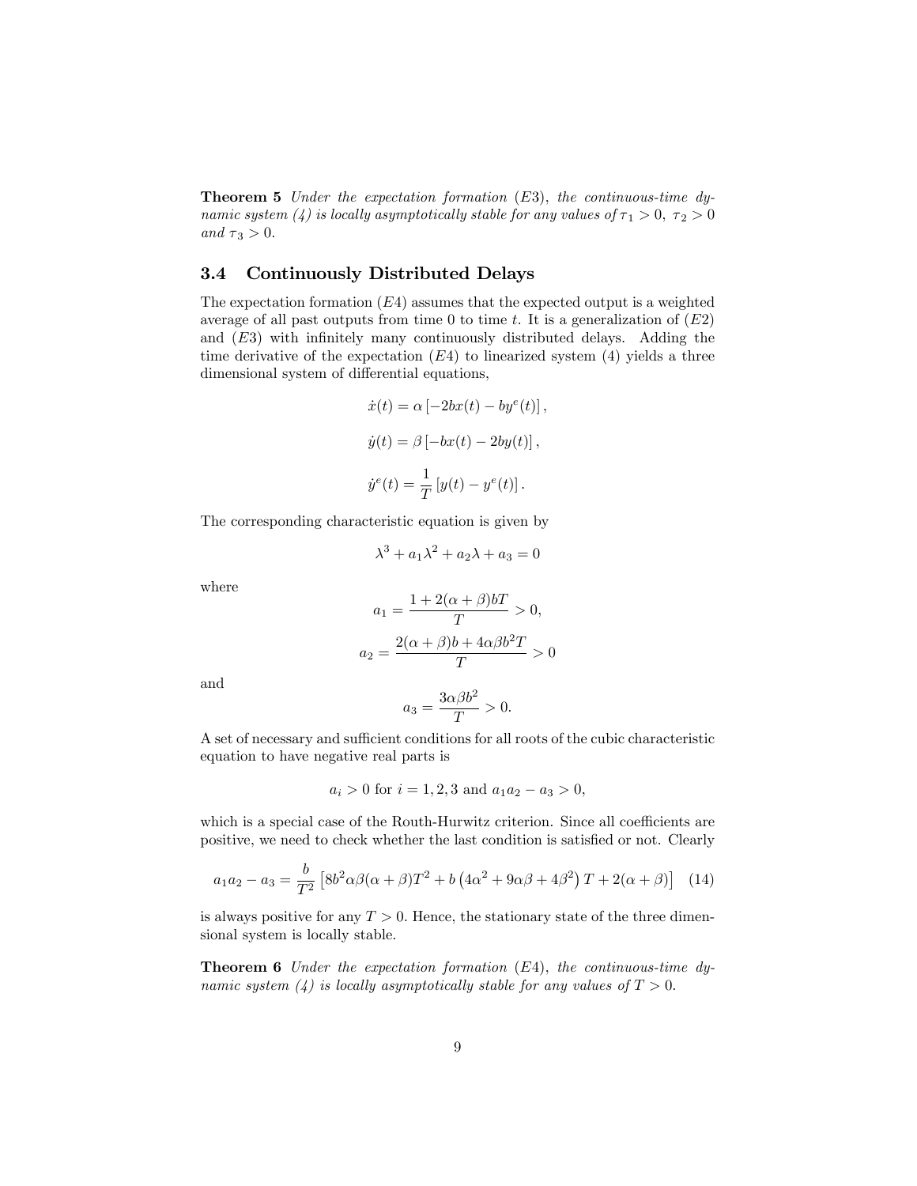**Theorem 5** *Under the expectation formation (E3), the continuous-time dynamic system (4) is locally asymptotically stable for any values of $\tau_1 > 0,\ \tau_2 > 0$ and $\tau_3 > 0$.*

### 3.4 Continuously Distributed Delays

The expectation formation $(E4)$ assumes that the expected output is a weighted average of all past outputs from time 0 to time $t$. It is a generalization of $(E2)$ and $(E3)$ with infinitely many continuously distributed delays. Adding the time derivative of the expectation $(E4)$ to linearized system (4) yields a three dimensional system of differential equations,

$$\dot{x}(t) = \alpha \left[-2bx(t) - by^e(t)\right],$$

$$\dot{y}(t) = \beta \left[-bx(t) - 2by(t)\right],$$

$$\dot{y}^e(t) = \frac{1}{T}\left[y(t) - y^e(t)\right].$$

The corresponding characteristic equation is given by

$$\lambda^3 + a_1\lambda^2 + a_2\lambda + a_3 = 0$$

where

$$a_1 = \frac{1 + 2(\alpha+\beta)bT}{T} > 0,$$

$$a_2 = \frac{2(\alpha+\beta)b + 4\alpha\beta b^2 T}{T} > 0$$

and

$$a_3 = \frac{3\alpha\beta b^2}{T} > 0.$$

A set of necessary and sufficient conditions for all roots of the cubic characteristic equation to have negative real parts is

$$a_i > 0 \text{ for } i = 1, 2, 3 \text{ and } a_1 a_2 - a_3 > 0,$$

which is a special case of the Routh-Hurwitz criterion. Since all coefficients are positive, we need to check whether the last condition is satisfied or not. Clearly

$$a_1 a_2 - a_3 = \frac{b}{T^2}\left[8b^2\alpha\beta(\alpha+\beta)T^2 + b\left(4\alpha^2 + 9\alpha\beta + 4\beta^2\right)T + 2(\alpha+\beta)\right] \quad (14)$$

is always positive for any $T > 0$. Hence, the stationary state of the three dimensional system is locally stable.

**Theorem 6** *Under the expectation formation (E4), the continuous-time dynamic system (4) is locally asymptotically stable for any values of $T > 0$.*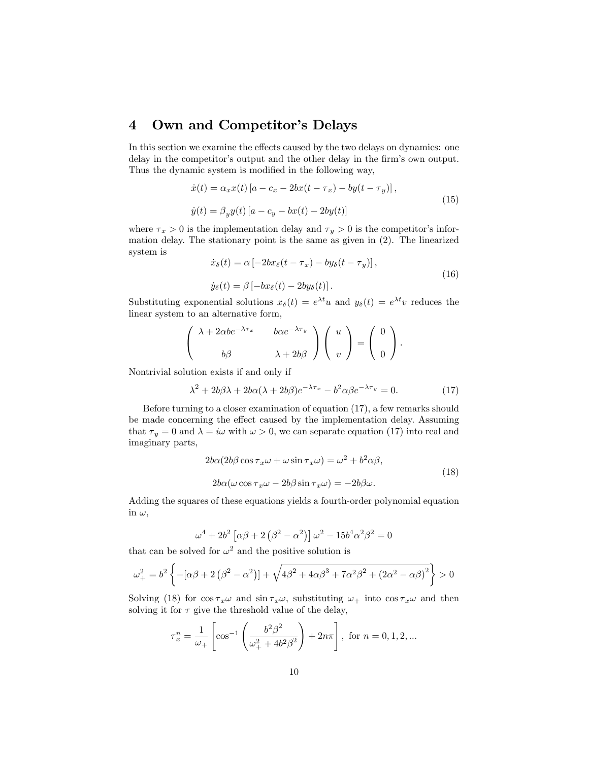## 4 Own and Competitor's Delays

In this section we examine the effects caused by the two delays on dynamics: one delay in the competitor's output and the other delay in the firm's own output. Thus the dynamic system is modified in the following way,

$$
\begin{aligned}
\dot{x}(t) &= \alpha_x x(t)\left[a - c_x - 2bx(t-\tau_x) - by(t-\tau_y)\right], \\
\dot{y}(t) &= \beta_y y(t)\left[a - c_y - bx(t) - 2by(t)\right]
\end{aligned} \tag{15}
$$

where $\tau_x > 0$ is the implementation delay and $\tau_y > 0$ is the competitor's information delay. The stationary point is the same as given in (2). The linearized system is

$$
\begin{aligned}
\dot{x}_\delta(t) &= \alpha\left[-2bx_\delta(t-\tau_x) - by_\delta(t-\tau_y)\right], \\
\dot{y}_\delta(t) &= \beta\left[-bx_\delta(t) - 2by_\delta(t)\right].
\end{aligned} \tag{16}
$$

Substituting exponential solutions $x_\delta(t) = e^{\lambda t}u$ and $y_\delta(t) = e^{\lambda t}v$ reduces the linear system to an alternative form,

$$
\begin{pmatrix} \lambda + 2\alpha b e^{-\lambda\tau_x} & b\alpha e^{-\lambda\tau_y} \\ b\beta & \lambda + 2b\beta \end{pmatrix}\begin{pmatrix} u \\ v \end{pmatrix} = \begin{pmatrix} 0 \\ 0 \end{pmatrix}.
$$

Nontrivial solution exists if and only if

$$
\lambda^2 + 2b\beta\lambda + 2b\alpha(\lambda + 2b\beta)e^{-\lambda\tau_x} - b^2\alpha\beta e^{-\lambda\tau_y} = 0. \tag{17}
$$

Before turning to a closer examination of equation (17), a few remarks should be made concerning the effect caused by the implementation delay. Assuming that $\tau_y = 0$ and $\lambda = i\omega$ with $\omega > 0$, we can separate equation (17) into real and imaginary parts,

$$
\begin{aligned}
2b\alpha(2b\beta\cos\tau_x\omega + \omega\sin\tau_x\omega) &= \omega^2 + b^2\alpha\beta, \\
2b\alpha(\omega\cos\tau_x\omega - 2b\beta\sin\tau_x\omega) &= -2b\beta\omega.
\end{aligned} \tag{18}
$$

Adding the squares of these equations yields a fourth-order polynomial equation in $\omega$,

$$
\omega^4 + 2b^2\left[\alpha\beta + 2\left(\beta^2 - \alpha^2\right)\right]\omega^2 - 15b^4\alpha^2\beta^2 = 0
$$

that can be solved for $\omega^2$ and the positive solution is

$$
\omega_+^2 = b^2\left\{-[\alpha\beta + 2\left(\beta^2 - \alpha^2\right)] + \sqrt{4\beta^2 + 4\alpha\beta^3 + 7\alpha^2\beta^2 + \left(2\alpha^2 - \alpha\beta\right)^2}\right\} > 0
$$

Solving (18) for $\cos\tau_x\omega$ and $\sin\tau_x\omega$, substituting $\omega_+$ into $\cos\tau_x\omega$ and then solving it for $\tau$ give the threshold value of the delay,

$$
\tau_x^n = \frac{1}{\omega_+}\left[\cos^{-1}\left(\frac{b^2\beta^2}{\omega_+^2 + 4b^2\beta^2}\right) + 2n\pi\right], \text{ for } n = 0, 1, 2, ...
$$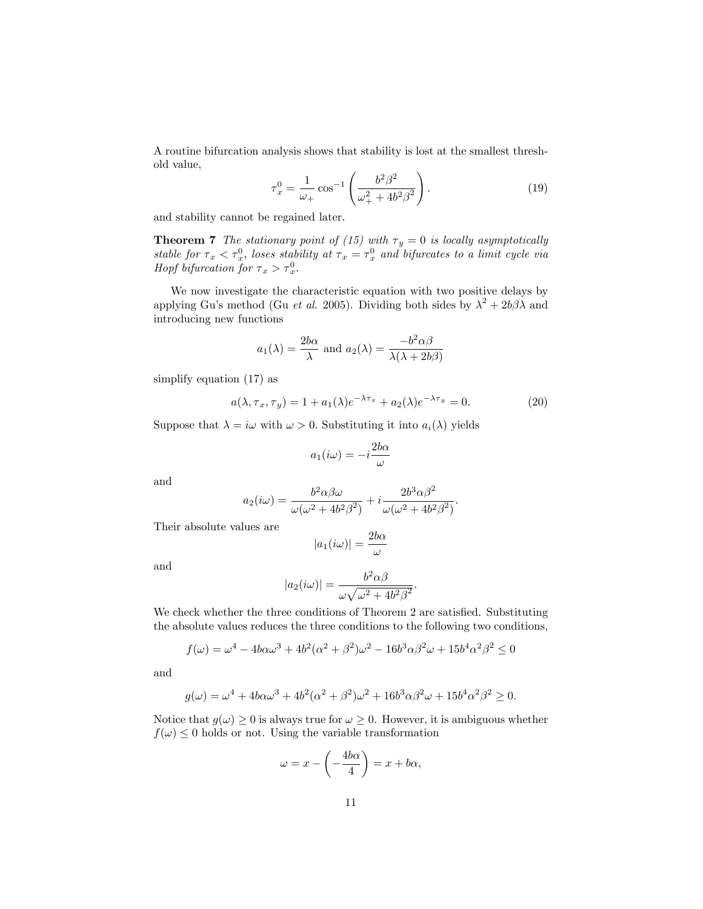A routine bifurcation analysis shows that stability is lost at the smallest threshold value,

$$\tau_x^0 = \frac{1}{\omega_+} \cos^{-1} \left( \frac{b^2 \beta^2}{\omega_+^2 + 4b^2 \beta^2} \right). \tag{19}$$

and stability cannot be regained later.

**Theorem 7** *The stationary point of (15) with $\tau_y = 0$ is locally asymptotically stable for $\tau_x < \tau_x^0$, loses stability at $\tau_x = \tau_x^0$ and bifurcates to a limit cycle via Hopf bifurcation for $\tau_x > \tau_x^0$.*

We now investigate the characteristic equation with two positive delays by applying Gu's method (Gu *et al.* 2005). Dividing both sides by $\lambda^2 + 2b\beta\lambda$ and introducing new functions

$$a_1(\lambda) = \frac{2b\alpha}{\lambda} \text{ and } a_2(\lambda) = \frac{-b^2 \alpha \beta}{\lambda(\lambda + 2b\beta)}$$

simplify equation (17) as

$$a(\lambda, \tau_x, \tau_y) = 1 + a_1(\lambda) e^{-\lambda \tau_x} + a_2(\lambda) e^{-\lambda \tau_y} = 0. \tag{20}$$

Suppose that $\lambda = i\omega$ with $\omega > 0$. Substituting it into $a_i(\lambda)$ yields

$$a_1(i\omega) = -i \frac{2b\alpha}{\omega}$$

and

$$a_2(i\omega) = \frac{b^2 \alpha \beta \omega}{\omega(\omega^2 + 4b^2 \beta^2)} + i \frac{2b^3 \alpha \beta^2}{\omega(\omega^2 + 4b^2 \beta^2)}.$$

Their absolute values are

$$|a_1(i\omega)| = \frac{2b\alpha}{\omega}$$

and

$$|a_2(i\omega)| = \frac{b^2 \alpha \beta}{\omega \sqrt{\omega^2 + 4b^2 \beta^2}}.$$

We check whether the three conditions of Theorem 2 are satisfied. Substituting the absolute values reduces the three conditions to the following two conditions,

$$f(\omega) = \omega^4 - 4b\alpha\omega^3 + 4b^2(\alpha^2 + \beta^2)\omega^2 - 16b^3 \alpha \beta^2 \omega + 15b^4 \alpha^2 \beta^2 \leq 0$$

and

$$g(\omega) = \omega^4 + 4b\alpha\omega^3 + 4b^2(\alpha^2 + \beta^2)\omega^2 + 16b^3 \alpha \beta^2 \omega + 15b^4 \alpha^2 \beta^2 \geq 0.$$

Notice that $g(\omega) \geq 0$ is always true for $\omega \geq 0$. However, it is ambiguous whether $f(\omega) \leq 0$ holds or not. Using the variable transformation

$$\omega = x - \left( -\frac{4b\alpha}{4} \right) = x + b\alpha,$$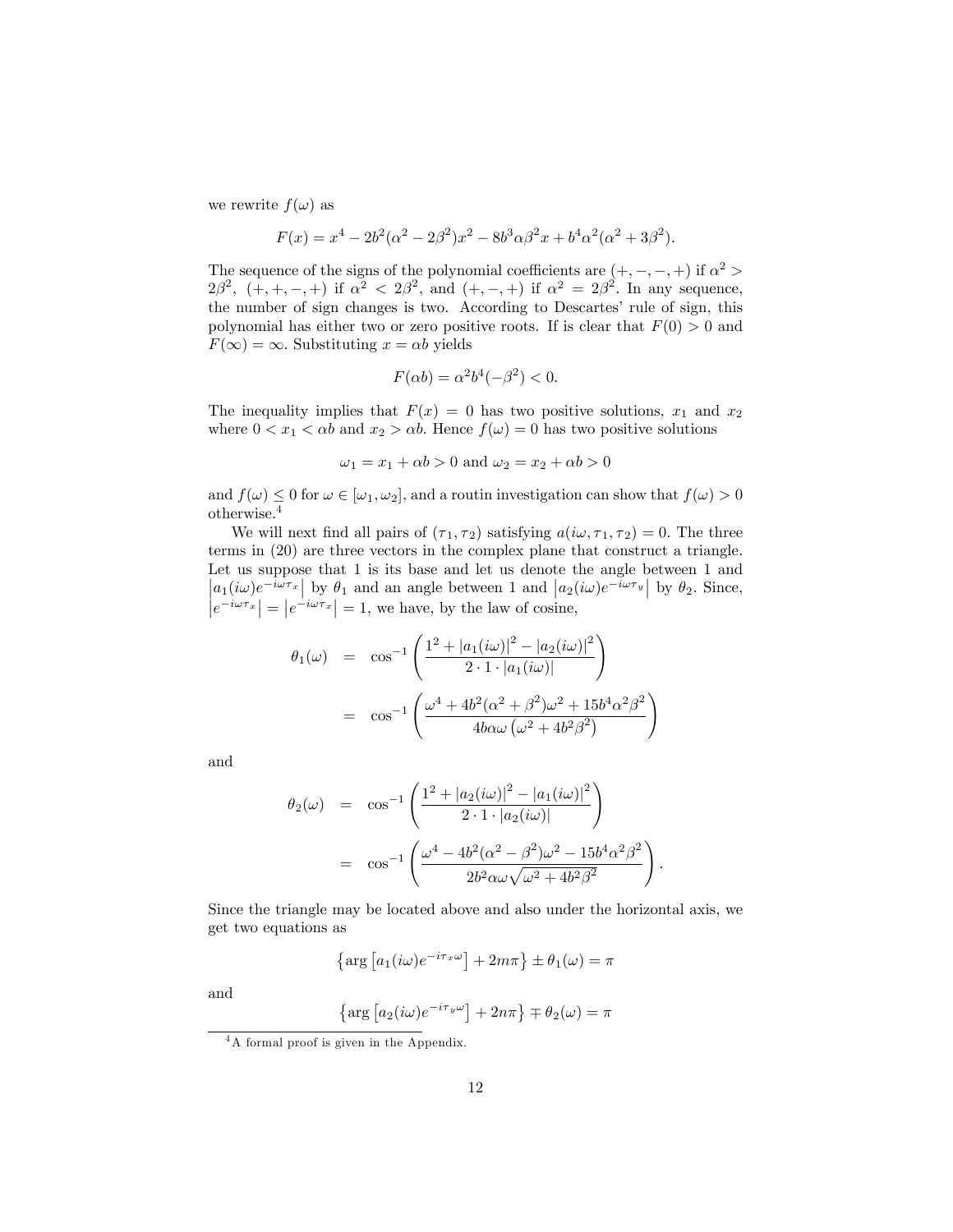we rewrite $f(\omega)$ as

$$F(x) = x^4 - 2b^2(\alpha^2 - 2\beta^2)x^2 - 8b^3\alpha\beta^2 x + b^4\alpha^2(\alpha^2 + 3\beta^2).$$

The sequence of the signs of the polynomial coefficients are $(+,-,-,+)$ if $\alpha^2 > 2\beta^2$, $(+,+,-,+)$ if $\alpha^2 < 2\beta^2$, and $(+,-,+)$ if $\alpha^2 = 2\beta^2$. In any sequence, the number of sign changes is two. According to Descartes' rule of sign, this polynomial has either two or zero positive roots. If is clear that $F(0) > 0$ and $F(\infty) = \infty$. Substituting $x = \alpha b$ yields

$$F(\alpha b) = \alpha^2 b^4(-\beta^2) < 0.$$

The inequality implies that $F(x) = 0$ has two positive solutions, $x_1$ and $x_2$ where $0 < x_1 < \alpha b$ and $x_2 > \alpha b$. Hence $f(\omega) = 0$ has two positive solutions

$$\omega_1 = x_1 + \alpha b > 0 \text{ and } \omega_2 = x_2 + \alpha b > 0$$

and $f(\omega) \leq 0$ for $\omega \in [\omega_1, \omega_2]$, and a routin investigation can show that $f(\omega) > 0$ otherwise.[4]

We will next find all pairs of $(\tau_1, \tau_2)$ satisfying $a(i\omega, \tau_1, \tau_2) = 0$. The three terms in (20) are three vectors in the complex plane that construct a triangle. Let us suppose that 1 is its base and let us denote the angle between 1 and $\left|a_1(i\omega)e^{-i\omega\tau_x}\right|$ by $\theta_1$ and an angle between 1 and $\left|a_2(i\omega)e^{-i\omega\tau_y}\right|$ by $\theta_2$. Since, $\left|e^{-i\omega\tau_x}\right| = \left|e^{-i\omega\tau_x}\right| = 1$, we have, by the law of cosine,

$$\begin{aligned}
\theta_1(\omega) &= \cos^{-1}\left(\frac{1^2 + |a_1(i\omega)|^2 - |a_2(i\omega)|^2}{2 \cdot 1 \cdot |a_1(i\omega)|}\right) \\
&= \cos^{-1}\left(\frac{\omega^4 + 4b^2(\alpha^2 + \beta^2)\omega^2 + 15b^4\alpha^2\beta^2}{4b\alpha\omega\left(\omega^2 + 4b^2\beta^2\right)}\right)
\end{aligned}$$

and

$$\begin{aligned}
\theta_2(\omega) &= \cos^{-1}\left(\frac{1^2 + |a_2(i\omega)|^2 - |a_1(i\omega)|^2}{2 \cdot 1 \cdot |a_2(i\omega)|}\right) \\
&= \cos^{-1}\left(\frac{\omega^4 - 4b^2(\alpha^2 - \beta^2)\omega^2 - 15b^4\alpha^2\beta^2}{2b^2\alpha\omega\sqrt{\omega^2 + 4b^2\beta^2}}\right).
\end{aligned}$$

Since the triangle may be located above and also under the horizontal axis, we get two equations as

$$\left\{\arg\left[a_1(i\omega)e^{-i\tau_x\omega}\right] + 2m\pi\right\} \pm \theta_1(\omega) = \pi$$

and

$$\left\{\arg\left[a_2(i\omega)e^{-i\tau_y\omega}\right] + 2n\pi\right\} \mp \theta_2(\omega) = \pi$$

[4] A formal proof is given in the Appendix.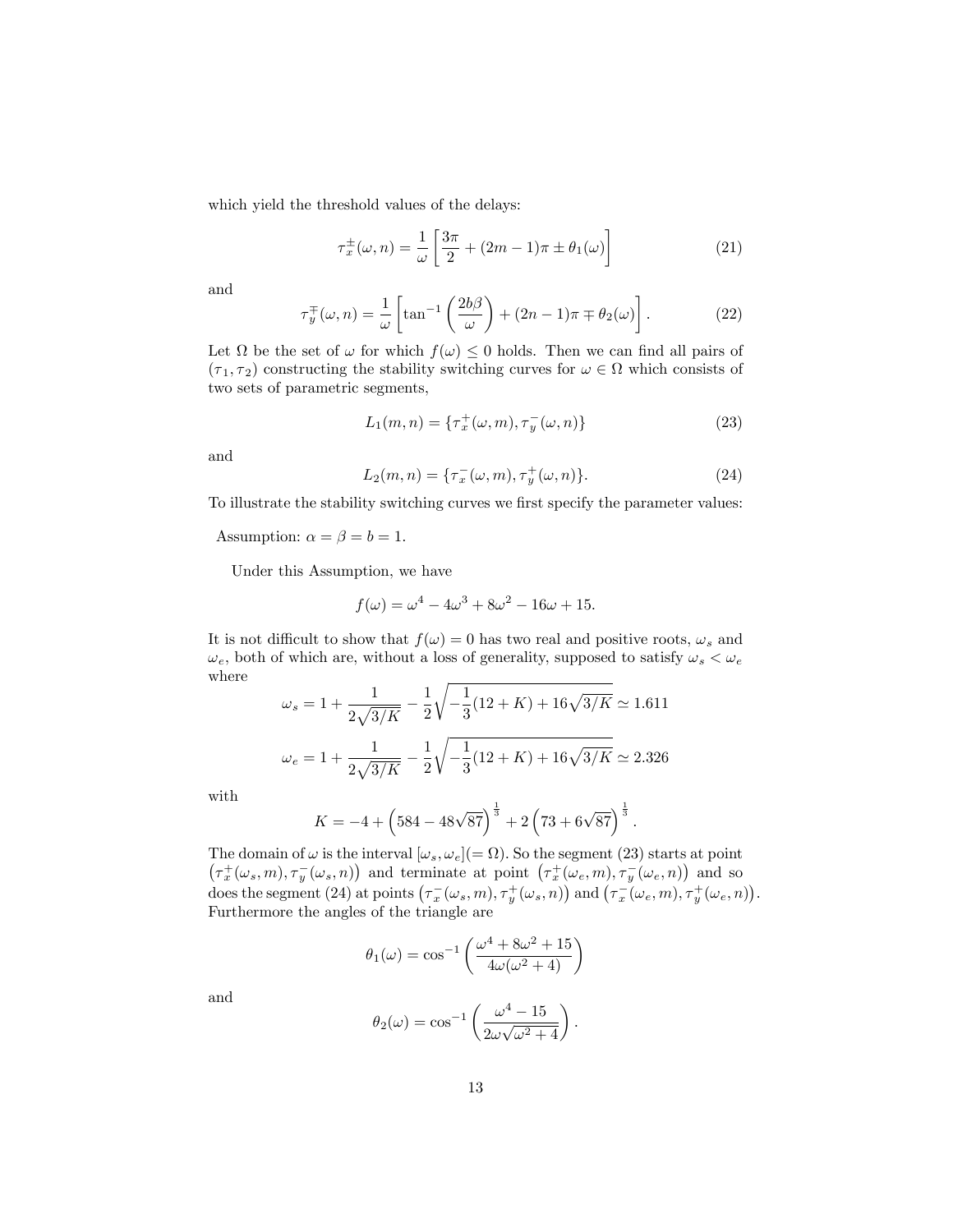which yield the threshold values of the delays:

$$\tau_x^{\pm}(\omega, n) = \frac{1}{\omega}\left[\frac{3\pi}{2} + (2m-1)\pi \pm \theta_1(\omega)\right] \tag{21}$$

and

$$\tau_y^{\mp}(\omega, n) = \frac{1}{\omega}\left[\tan^{-1}\left(\frac{2b\beta}{\omega}\right) + (2n-1)\pi \mp \theta_2(\omega)\right]. \tag{22}$$

Let $\Omega$ be the set of $\omega$ for which $f(\omega) \leq 0$ holds. Then we can find all pairs of $(\tau_1, \tau_2)$ constructing the stability switching curves for $\omega \in \Omega$ which consists of two sets of parametric segments,

$$L_1(m, n) = \{\tau_x^{+}(\omega, m), \tau_y^{-}(\omega, n)\} \tag{23}$$

and

$$L_2(m, n) = \{\tau_x^{-}(\omega, m), \tau_y^{+}(\omega, n)\}. \tag{24}$$

To illustrate the stability switching curves we first specify the parameter values:

Assumption: $\alpha = \beta = b = 1$.

Under this Assumption, we have

$$f(\omega) = \omega^4 - 4\omega^3 + 8\omega^2 - 16\omega + 15.$$

It is not difficult to show that $f(\omega) = 0$ has two real and positive roots, $\omega_s$ and $\omega_e$, both of which are, without a loss of generality, supposed to satisfy $\omega_s < \omega_e$ where

$$\omega_s = 1 + \frac{1}{2\sqrt{3/K}} - \frac{1}{2}\sqrt{-\frac{1}{3}(12+K) + 16\sqrt{3/K}} \simeq 1.611$$

$$\omega_e = 1 + \frac{1}{2\sqrt{3/K}} - \frac{1}{2}\sqrt{-\frac{1}{3}(12+K) + 16\sqrt{3/K}} \simeq 2.326$$

with

$$K = -4 + \left(584 - 48\sqrt{87}\right)^{\frac{1}{3}} + 2\left(73 + 6\sqrt{87}\right)^{\frac{1}{3}}.$$

The domain of $\omega$ is the interval $[\omega_s, \omega_e](= \Omega)$. So the segment (23) starts at point $\left(\tau_x^{+}(\omega_s, m), \tau_y^{-}(\omega_s, n)\right)$ and terminate at point $\left(\tau_x^{+}(\omega_e, m), \tau_y^{-}(\omega_e, n)\right)$ and so does the segment (24) at points $\left(\tau_x^{-}(\omega_s, m), \tau_y^{+}(\omega_s, n)\right)$ and $\left(\tau_x^{-}(\omega_e, m), \tau_y^{+}(\omega_e, n)\right)$. Furthermore the angles of the triangle are

$$\theta_1(\omega) = \cos^{-1}\left(\frac{\omega^4 + 8\omega^2 + 15}{4\omega(\omega^2 + 4)}\right)$$

and

$$\theta_2(\omega) = \cos^{-1}\left(\frac{\omega^4 - 15}{2\omega\sqrt{\omega^2 + 4}}\right).$$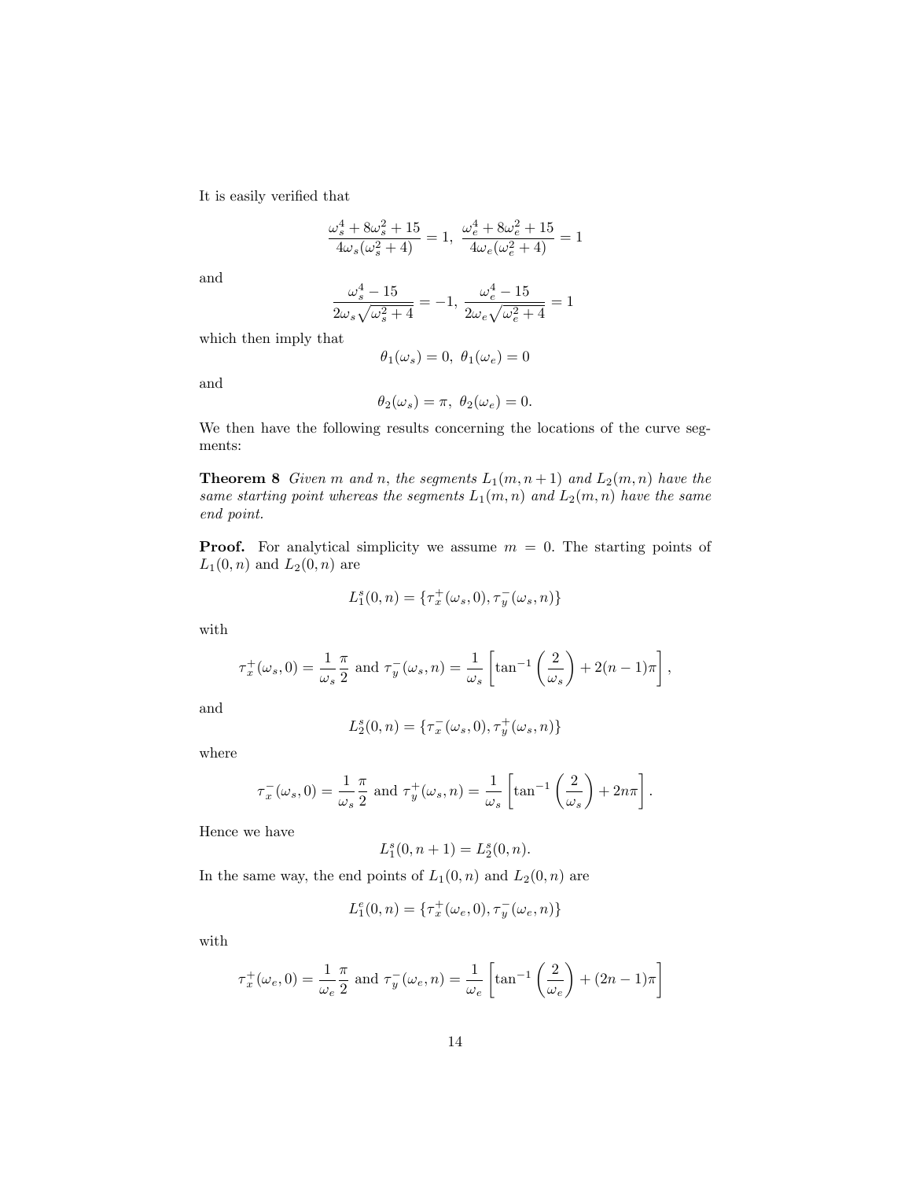It is easily verified that

$$\frac{\omega_s^4 + 8\omega_s^2 + 15}{4\omega_s(\omega_s^2 + 4)} = 1, \ \frac{\omega_e^4 + 8\omega_e^2 + 15}{4\omega_e(\omega_e^2 + 4)} = 1$$

and

$$\frac{\omega_s^4 - 15}{2\omega_s\sqrt{\omega_s^2 + 4}} = -1, \ \frac{\omega_e^4 - 15}{2\omega_e\sqrt{\omega_e^2 + 4}} = 1$$

which then imply that

$$\theta_1(\omega_s) = 0, \ \theta_1(\omega_e) = 0$$

and

$$\theta_2(\omega_s) = \pi, \ \theta_2(\omega_e) = 0.$$

We then have the following results concerning the locations of the curve segments:

**Theorem 8** *Given $m$ and $n$, the segments $L_1(m, n+1)$ and $L_2(m, n)$ have the same starting point whereas the segments $L_1(m, n)$ and $L_2(m, n)$ have the same end point.*

**Proof.** For analytical simplicity we assume $m = 0$. The starting points of $L_1(0, n)$ and $L_2(0, n)$ are

$$L_1^s(0, n) = \{\tau_x^+(\omega_s, 0), \tau_y^-(\omega_s, n)\}$$

with

$$\tau_x^+(\omega_s, 0) = \frac{1}{\omega_s}\frac{\pi}{2} \text{ and } \tau_y^-(\omega_s, n) = \frac{1}{\omega_s}\left[\tan^{-1}\left(\frac{2}{\omega_s}\right) + 2(n-1)\pi\right],$$

and

$$L_2^s(0, n) = \{\tau_x^-(\omega_s, 0), \tau_y^+(\omega_s, n)\}$$

where

$$\tau_x^-(\omega_s, 0) = \frac{1}{\omega_s}\frac{\pi}{2} \text{ and } \tau_y^+(\omega_s, n) = \frac{1}{\omega_s}\left[\tan^{-1}\left(\frac{2}{\omega_s}\right) + 2n\pi\right].$$

Hence we have

$$L_1^s(0, n+1) = L_2^s(0, n).$$

In the same way, the end points of $L_1(0, n)$ and $L_2(0, n)$ are

$$L_1^e(0, n) = \{\tau_x^+(\omega_e, 0), \tau_y^-(\omega_e, n)\}$$

with

$$\tau_x^+(\omega_e, 0) = \frac{1}{\omega_e}\frac{\pi}{2} \text{ and } \tau_y^-(\omega_e, n) = \frac{1}{\omega_e}\left[\tan^{-1}\left(\frac{2}{\omega_e}\right) + (2n-1)\pi\right]$$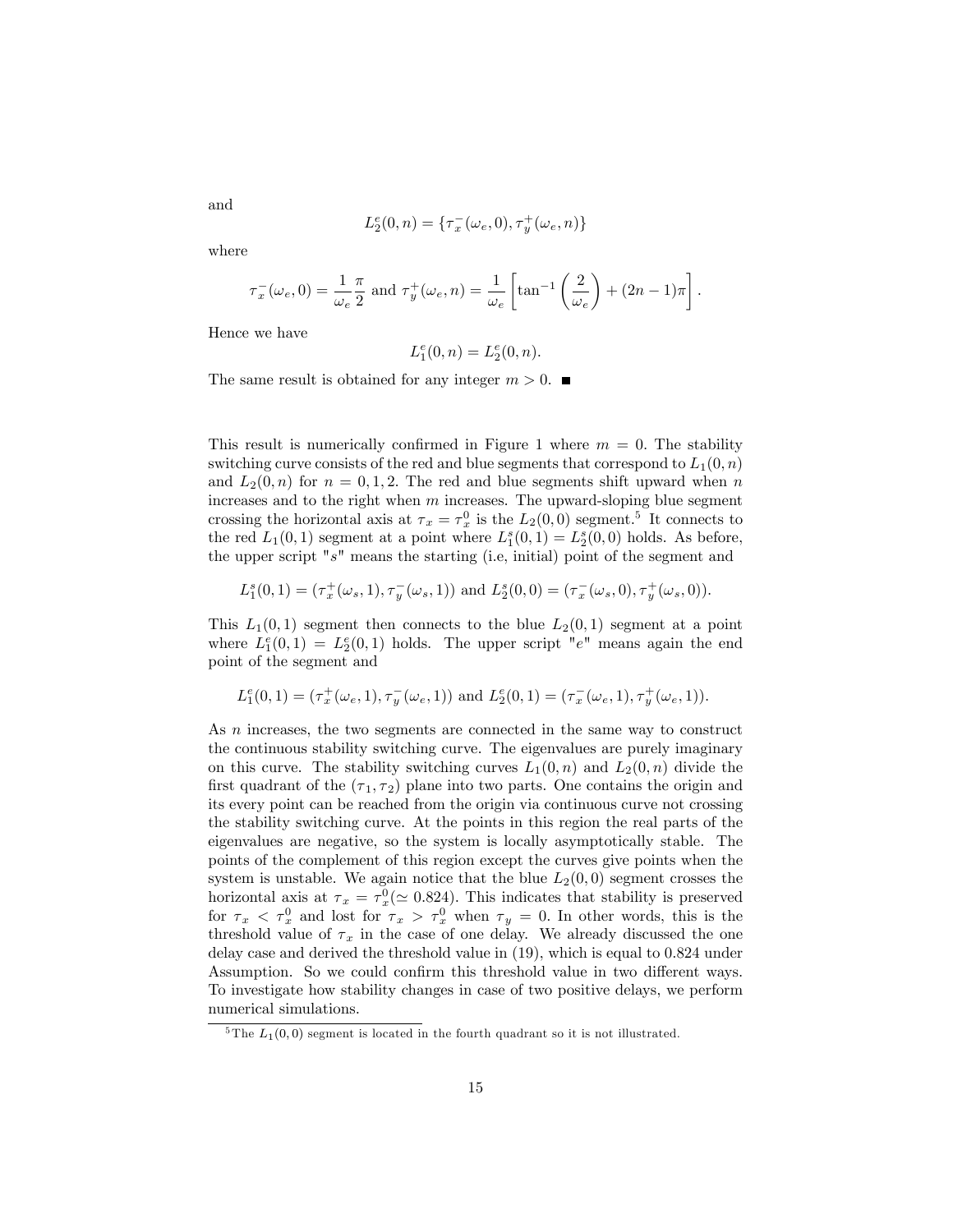and

$$L_2^e(0,n) = \{\tau_x^-(\omega_e, 0), \tau_y^+(\omega_e, n)\}$$

where

$$\tau_x^-(\omega_e, 0) = \frac{1}{\omega_e}\frac{\pi}{2} \text{ and } \tau_y^+(\omega_e, n) = \frac{1}{\omega_e}\left[\tan^{-1}\left(\frac{2}{\omega_e}\right) + (2n-1)\pi\right].$$

Hence we have

$$L_1^e(0,n) = L_2^e(0,n).$$

The same result is obtained for any integer $m > 0$. ■

This result is numerically confirmed in Figure 1 where $m = 0$. The stability switching curve consists of the red and blue segments that correspond to $L_1(0,n)$ and $L_2(0,n)$ for $n = 0, 1, 2$. The red and blue segments shift upward when $n$ increases and to the right when $m$ increases. The upward-sloping blue segment crossing the horizontal axis at $\tau_x = \tau_x^0$ is the $L_2(0,0)$ segment.[5] It connects to the red $L_1(0,1)$ segment at a point where $L_1^s(0,1) = L_2^s(0,0)$ holds. As before, the upper script "$s$" means the starting (i.e, initial) point of the segment and

$$L_1^s(0,1) = (\tau_x^+(\omega_s, 1), \tau_y^-(\omega_s, 1)) \text{ and } L_2^s(0,0) = (\tau_x^-(\omega_s, 0), \tau_y^+(\omega_s, 0)).$$

This $L_1(0,1)$ segment then connects to the blue $L_2(0,1)$ segment at a point where $L_1^e(0,1) = L_2^e(0,1)$ holds. The upper script "$e$" means again the end point of the segment and

$$L_1^e(0,1) = (\tau_x^+(\omega_e, 1), \tau_y^-(\omega_e, 1)) \text{ and } L_2^e(0,1) = (\tau_x^-(\omega_e, 1), \tau_y^+(\omega_e, 1)).$$

As $n$ increases, the two segments are connected in the same way to construct the continuous stability switching curve. The eigenvalues are purely imaginary on this curve. The stability switching curves $L_1(0,n)$ and $L_2(0,n)$ divide the first quadrant of the $(\tau_1, \tau_2)$ plane into two parts. One contains the origin and its every point can be reached from the origin via continuous curve not crossing the stability switching curve. At the points in this region the real parts of the eigenvalues are negative, so the system is locally asymptotically stable. The points of the complement of this region except the curves give points when the system is unstable. We again notice that the blue $L_2(0,0)$ segment crosses the horizontal axis at $\tau_x = \tau_x^0 (\simeq 0.824)$. This indicates that stability is preserved for $\tau_x < \tau_x^0$ and lost for $\tau_x > \tau_x^0$ when $\tau_y = 0$. In other words, this is the threshold value of $\tau_x$ in the case of one delay. We already discussed the one delay case and derived the threshold value in (19), which is equal to 0.824 under Assumption. So we could confirm this threshold value in two different ways. To investigate how stability changes in case of two positive delays, we perform numerical simulations.

[5] The $L_1(0,0)$ segment is located in the fourth quadrant so it is not illustrated.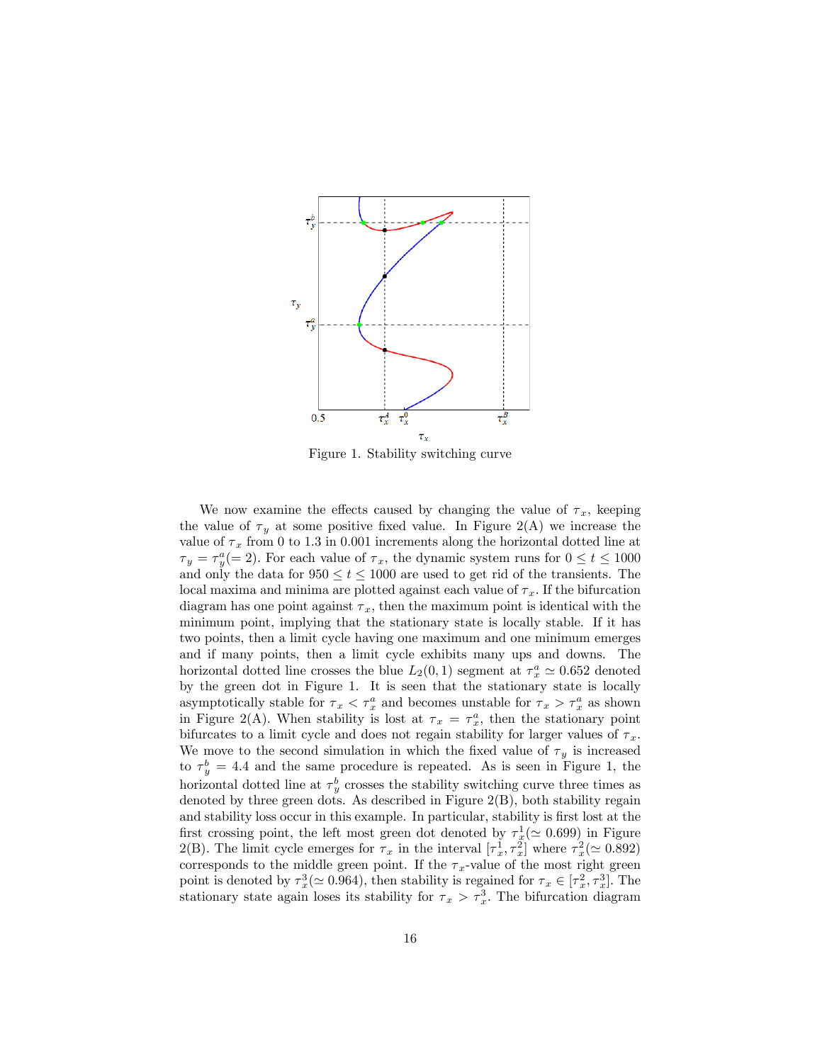Figure 1. Stability switching curve

We now examine the effects caused by changing the value of $\tau_x$, keeping the value of $\tau_y$ at some positive fixed value. In Figure 2(A) we increase the value of $\tau_x$ from 0 to 1.3 in 0.001 increments along the horizontal dotted line at $\tau_y = \tau_y^a (= 2)$. For each value of $\tau_x$, the dynamic system runs for $0 \leq t \leq 1000$ and only the data for $950 \leq t \leq 1000$ are used to get rid of the transients. The local maxima and minima are plotted against each value of $\tau_x$. If the bifurcation diagram has one point against $\tau_x$, then the maximum point is identical with the minimum point, implying that the stationary state is locally stable. If it has two points, then a limit cycle having one maximum and one minimum emerges and if many points, then a limit cycle exhibits many ups and downs. The horizontal dotted line crosses the blue $L_2(0,1)$ segment at $\tau_x^a \simeq 0.652$ denoted by the green dot in Figure 1. It is seen that the stationary state is locally asymptotically stable for $\tau_x < \tau_x^a$ and becomes unstable for $\tau_x > \tau_x^a$ as shown in Figure 2(A). When stability is lost at $\tau_x = \tau_x^a$, then the stationary point bifurcates to a limit cycle and does not regain stability for larger values of $\tau_x$. We move to the second simulation in which the fixed value of $\tau_y$ is increased to $\tau_y^b = 4.4$ and the same procedure is repeated. As is seen in Figure 1, the horizontal dotted line at $\tau_y^b$ crosses the stability switching curve three times as denoted by three green dots. As described in Figure 2(B), both stability regain and stability loss occur in this example. In particular, stability is first lost at the first crossing point, the left most green dot denoted by $\tau_x^1 (\simeq 0.699)$ in Figure 2(B). The limit cycle emerges for $\tau_x$ in the interval $[\tau_x^1, \tau_x^2]$ where $\tau_x^2 (\simeq 0.892)$ corresponds to the middle green point. If the $\tau_x$-value of the most right green point is denoted by $\tau_x^3 (\simeq 0.964)$, then stability is regained for $\tau_x \in [\tau_x^2, \tau_x^3]$. The stationary state again loses its stability for $\tau_x > \tau_x^3$. The bifurcation diagram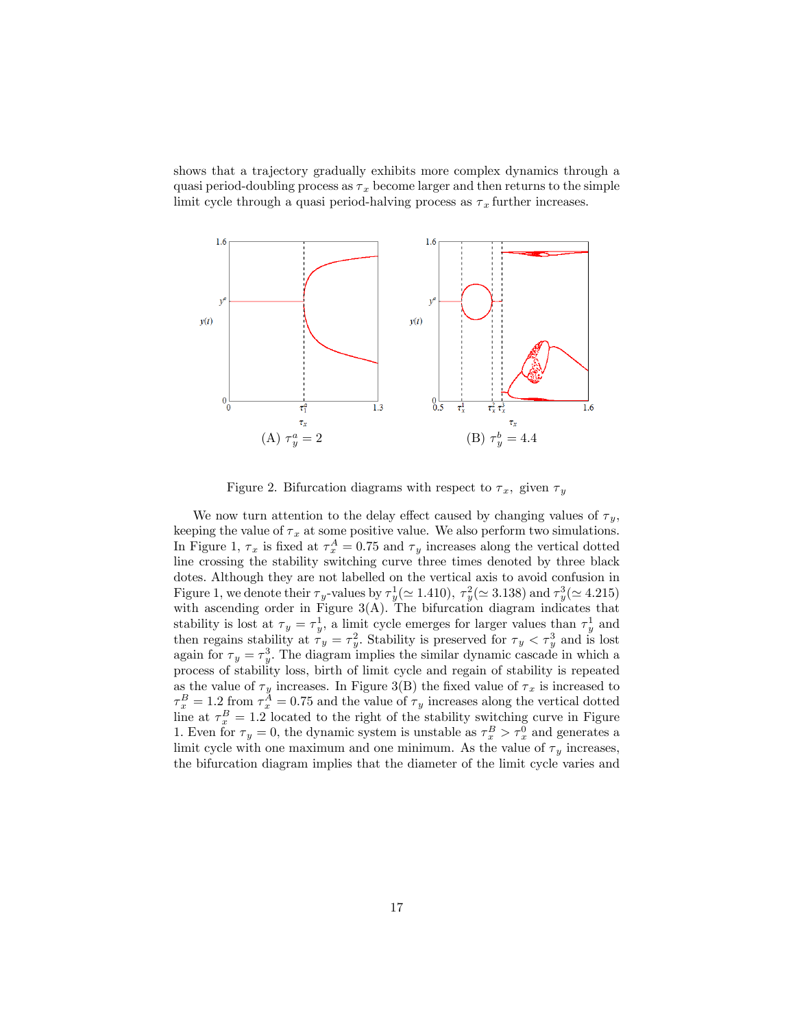shows that a trajectory gradually exhibits more complex dynamics through a quasi period-doubling process as $\tau_x$ become larger and then returns to the simple limit cycle through a quasi period-halving process as $\tau_x$ further increases.

(A) $\tau_y^a = 2$

(B) $\tau_y^b = 4.4$

Figure 2. Bifurcation diagrams with respect to $\tau_x$, given $\tau_y$

We now turn attention to the delay effect caused by changing values of $\tau_y$, keeping the value of $\tau_x$ at some positive value. We also perform two simulations. In Figure 1, $\tau_x$ is fixed at $\tau_x^A = 0.75$ and $\tau_y$ increases along the vertical dotted line crossing the stability switching curve three times denoted by three black dotes. Although they are not labelled on the vertical axis to avoid confusion in Figure 1, we denote their $\tau_y$-values by $\tau_y^1 (\simeq 1.410)$, $\tau_y^2 (\simeq 3.138)$ and $\tau_y^3 (\simeq 4.215)$ with ascending order in Figure 3(A). The bifurcation diagram indicates that stability is lost at $\tau_y = \tau_y^1$, a limit cycle emerges for larger values than $\tau_y^1$ and then regains stability at $\tau_y = \tau_y^2$. Stability is preserved for $\tau_y < \tau_y^3$ and is lost again for $\tau_y = \tau_y^3$. The diagram implies the similar dynamic cascade in which a process of stability loss, birth of limit cycle and regain of stability is repeated as the value of $\tau_y$ increases. In Figure 3(B) the fixed value of $\tau_x$ is increased to $\tau_x^B = 1.2$ from $\tau_x^A = 0.75$ and the value of $\tau_y$ increases along the vertical dotted line at $\tau_x^B = 1.2$ located to the right of the stability switching curve in Figure 1. Even for $\tau_y = 0$, the dynamic system is unstable as $\tau_x^B > \tau_x^0$ and generates a limit cycle with one maximum and one minimum. As the value of $\tau_y$ increases, the bifurcation diagram implies that the diameter of the limit cycle varies and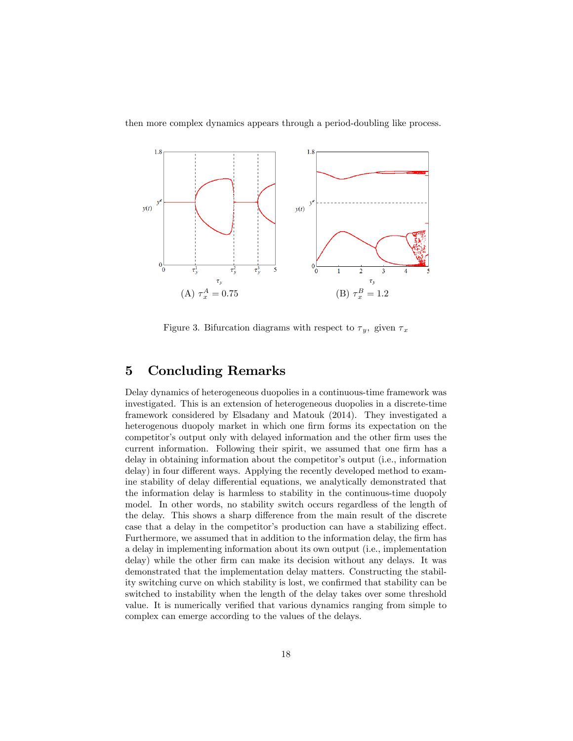then more complex dynamics appears through a period-doubling like process.

(A) $\tau_x^A = 0.75$

(B) $\tau_x^B = 1.2$

Figure 3. Bifurcation diagrams with respect to $\tau_y$, given $\tau_x$

## 5 Concluding Remarks

Delay dynamics of heterogeneous duopolies in a continuous-time framework was investigated. This is an extension of heterogeneous duopolies in a discrete-time framework considered by Elsadany and Matouk (2014). They investigated a heterogenous duopoly market in which one firm forms its expectation on the competitor's output only with delayed information and the other firm uses the current information. Following their spirit, we assumed that one firm has a delay in obtaining information about the competitor's output (i.e., information delay) in four different ways. Applying the recently developed method to examine stability of delay differential equations, we analytically demonstrated that the information delay is harmless to stability in the continuous-time duopoly model. In other words, no stability switch occurs regardless of the length of the delay. This shows a sharp difference from the main result of the discrete case that a delay in the competitor's production can have a stabilizing effect. Furthermore, we assumed that in addition to the information delay, the firm has a delay in implementing information about its own output (i.e., implementation delay) while the other firm can make its decision without any delays. It was demonstrated that the implementation delay matters. Constructing the stability switching curve on which stability is lost, we confirmed that stability can be switched to instability when the length of the delay takes over some threshold value. It is numerically verified that various dynamics ranging from simple to complex can emerge according to the values of the delays.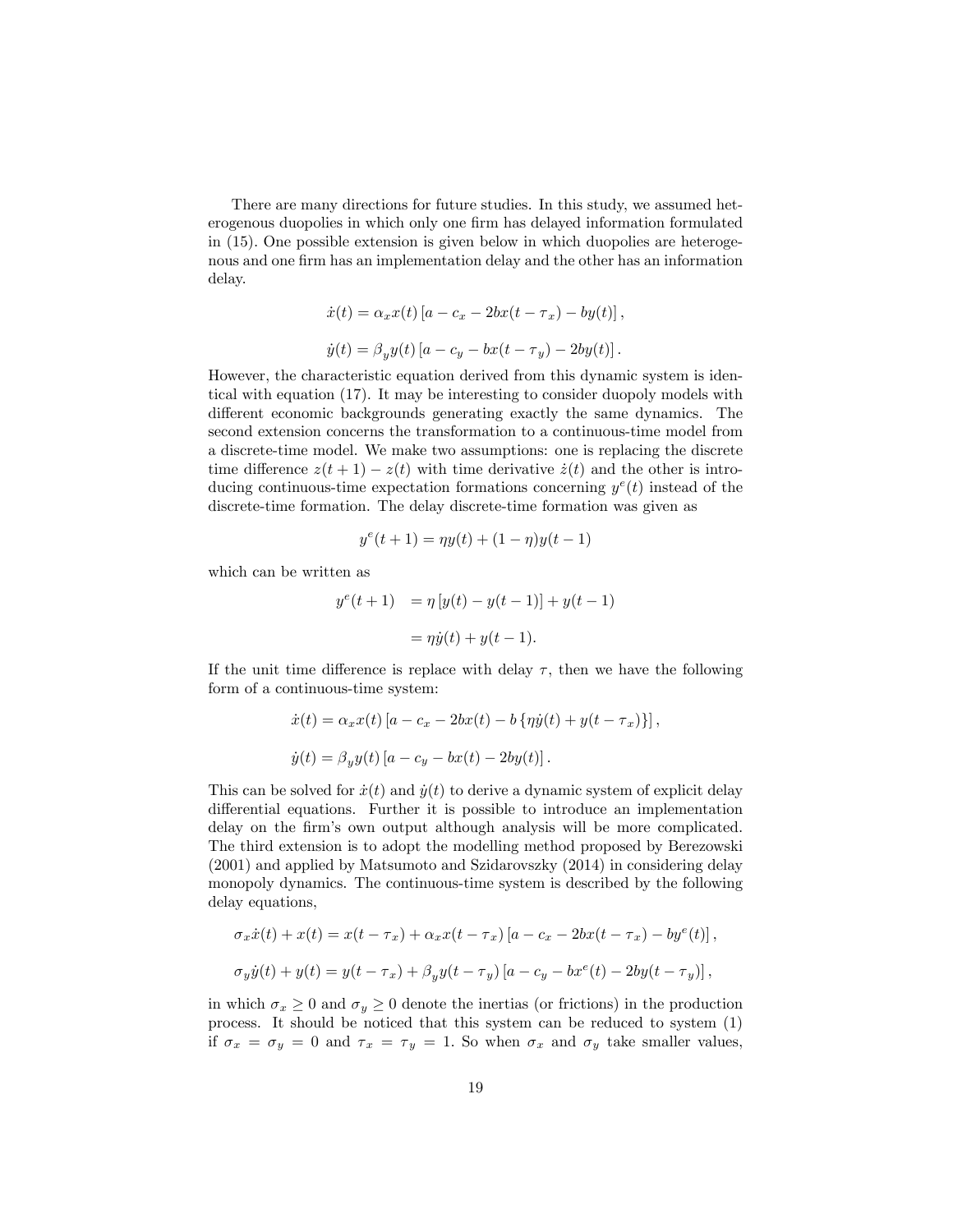There are many directions for future studies. In this study, we assumed heterogenous duopolies in which only one firm has delayed information formulated in (15). One possible extension is given below in which duopolies are heterogenous and one firm has an implementation delay and the other has an information delay.

$$\dot{x}(t) = \alpha_x x(t) \left[ a - c_x - 2bx(t - \tau_x) - by(t) \right],$$

$$\dot{y}(t) = \beta_y y(t) \left[ a - c_y - bx(t - \tau_y) - 2by(t) \right].$$

However, the characteristic equation derived from this dynamic system is identical with equation (17). It may be interesting to consider duopoly models with different economic backgrounds generating exactly the same dynamics. The second extension concerns the transformation to a continuous-time model from a discrete-time model. We make two assumptions: one is replacing the discrete time difference $z(t+1) - z(t)$ with time derivative $\dot{z}(t)$ and the other is introducing continuous-time expectation formations concerning $y^e(t)$ instead of the discrete-time formation. The delay discrete-time formation was given as

$$y^e(t+1) = \eta y(t) + (1 - \eta) y(t-1)$$

which can be written as

$$\begin{aligned} y^e(t+1) &= \eta \left[ y(t) - y(t-1) \right] + y(t-1) \\ &= \eta \dot{y}(t) + y(t-1). \end{aligned}$$

If the unit time difference is replace with delay $\tau$, then we have the following form of a continuous-time system:

$$\dot{x}(t) = \alpha_x x(t) \left[ a - c_x - 2bx(t) - b \left\{ \eta \dot{y}(t) + y(t - \tau_x) \right\} \right],$$

$$\dot{y}(t) = \beta_y y(t) \left[ a - c_y - bx(t) - 2by(t) \right].$$

This can be solved for $\dot{x}(t)$ and $\dot{y}(t)$ to derive a dynamic system of explicit delay differential equations. Further it is possible to introduce an implementation delay on the firm's own output although analysis will be more complicated. The third extension is to adopt the modelling method proposed by Berezowski (2001) and applied by Matsumoto and Szidarovszky (2014) in considering delay monopoly dynamics. The continuous-time system is described by the following delay equations,

$$\sigma_x \dot{x}(t) + x(t) = x(t - \tau_x) + \alpha_x x(t - \tau_x) \left[ a - c_x - 2bx(t - \tau_x) - by^e(t) \right],$$

$$\sigma_y \dot{y}(t) + y(t) = y(t - \tau_x) + \beta_y y(t - \tau_y) \left[ a - c_y - bx^e(t) - 2by(t - \tau_y) \right],$$

in which $\sigma_x \geq 0$ and $\sigma_y \geq 0$ denote the inertias (or frictions) in the production process. It should be noticed that this system can be reduced to system (1) if $\sigma_x = \sigma_y = 0$ and $\tau_x = \tau_y = 1$. So when $\sigma_x$ and $\sigma_y$ take smaller values,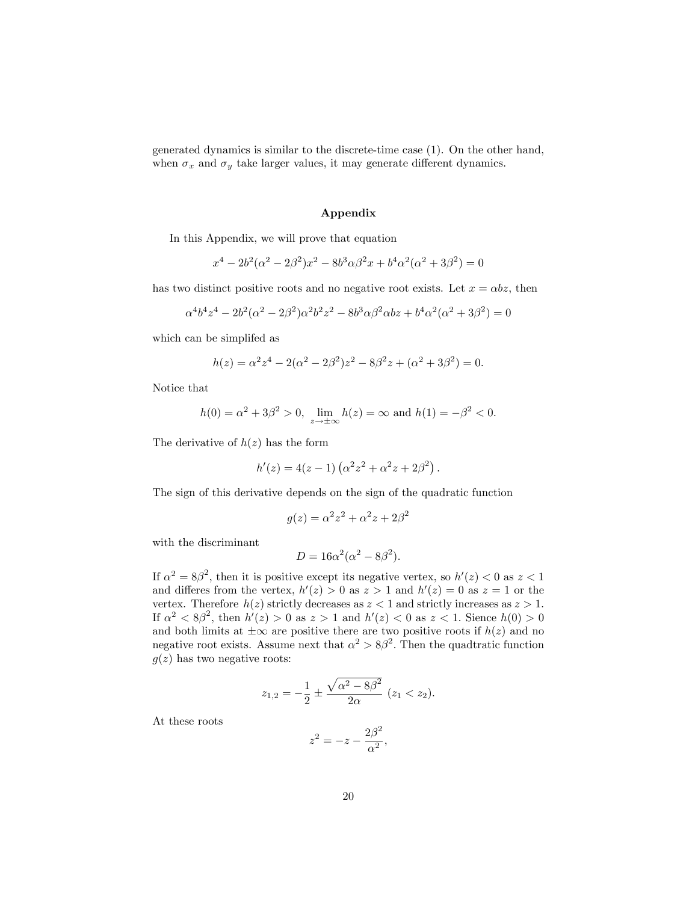generated dynamics is similar to the discrete-time case (1). On the other hand, when $\sigma_x$ and $\sigma_y$ take larger values, it may generate different dynamics.

## Appendix

In this Appendix, we will prove that equation

$$x^4 - 2b^2(\alpha^2 - 2\beta^2)x^2 - 8b^3\alpha\beta^2 x + b^4\alpha^2(\alpha^2 + 3\beta^2) = 0$$

has two distinct positive roots and no negative root exists. Let $x = \alpha b z$, then

$$\alpha^4 b^4 z^4 - 2b^2(\alpha^2 - 2\beta^2)\alpha^2 b^2 z^2 - 8b^3\alpha\beta^2\alpha b z + b^4\alpha^2(\alpha^2 + 3\beta^2) = 0$$

which can be simplifed as

$$h(z) = \alpha^2 z^4 - 2(\alpha^2 - 2\beta^2)z^2 - 8\beta^2 z + (\alpha^2 + 3\beta^2) = 0.$$

Notice that

$$h(0) = \alpha^2 + 3\beta^2 > 0, \ \lim_{z\to\pm\infty} h(z) = \infty \text{ and } h(1) = -\beta^2 < 0.$$

The derivative of $h(z)$ has the form

$$h'(z) = 4(z-1)\left(\alpha^2 z^2 + \alpha^2 z + 2\beta^2\right).$$

The sign of this derivative depends on the sign of the quadratic function

$$g(z) = \alpha^2 z^2 + \alpha^2 z + 2\beta^2$$

with the discriminant

$$D = 16\alpha^2(\alpha^2 - 8\beta^2).$$

If $\alpha^2 = 8\beta^2$, then it is positive except its negative vertex, so $h'(z) < 0$ as $z < 1$ and differes from the vertex, $h'(z) > 0$ as $z > 1$ and $h'(z) = 0$ as $z = 1$ or the vertex. Therefore $h(z)$ strictly decreases as $z < 1$ and strictly increases as $z > 1$. If $\alpha^2 < 8\beta^2$, then $h'(z) > 0$ as $z > 1$ and $h'(z) < 0$ as $z < 1$. Sience $h(0) > 0$ and both limits at $\pm\infty$ are positive there are two positive roots if $h(z)$ and no negative root exists. Assume next that $\alpha^2 > 8\beta^2$. Then the quadtratic function $g(z)$ has two negative roots:

$$z_{1,2} = -\frac{1}{2} \pm \frac{\sqrt{\alpha^2 - 8\beta^2}}{2\alpha} \ (z_1 < z_2).$$

At these roots

$$z^2 = -z - \frac{2\beta^2}{\alpha^2},$$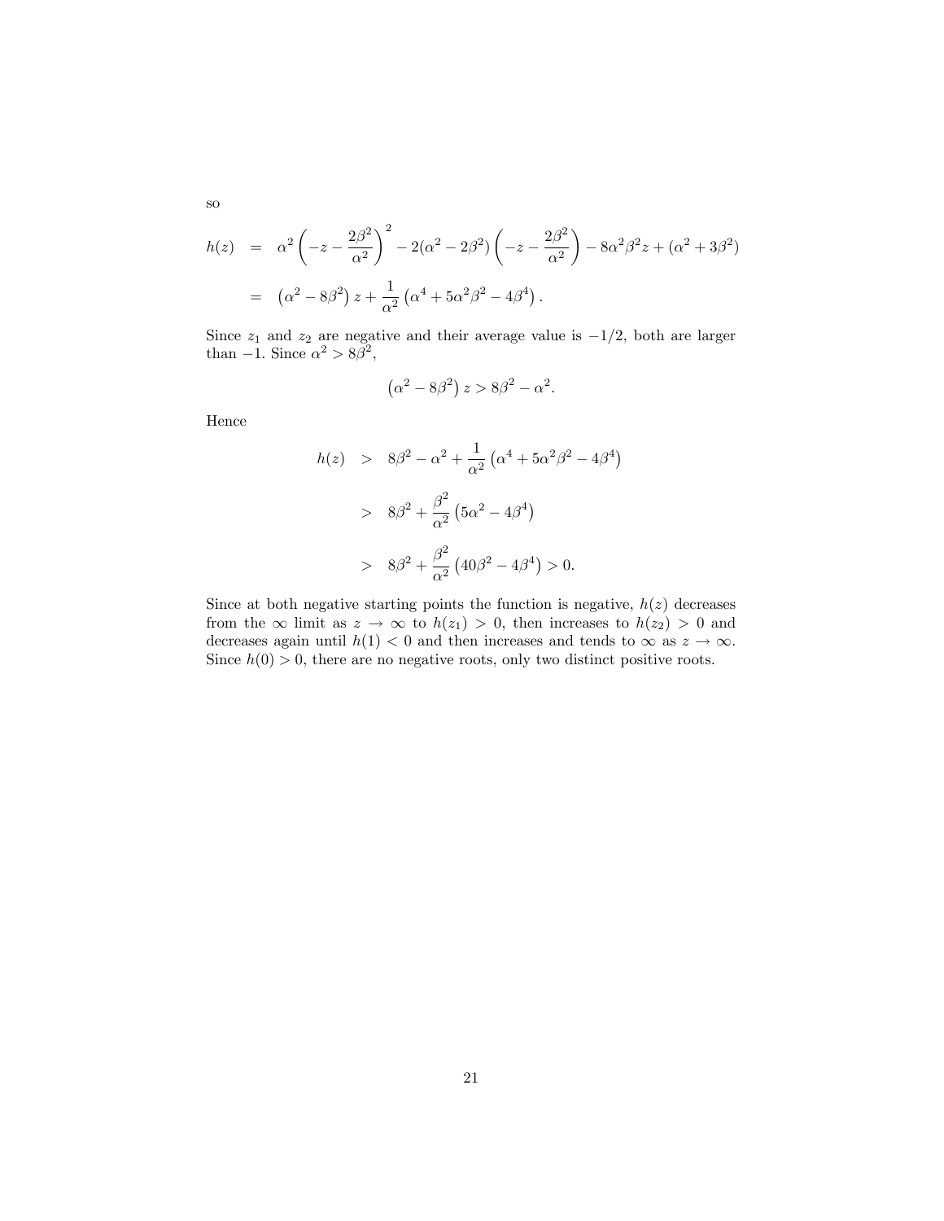so

$$
\begin{aligned}
h(z) &= \alpha^2 \left( -z - \frac{2\beta^2}{\alpha^2} \right)^2 - 2(\alpha^2 - 2\beta^2) \left( -z - \frac{2\beta^2}{\alpha^2} \right) - 8\alpha^2\beta^2 z + (\alpha^2 + 3\beta^2) \\
&= \left( \alpha^2 - 8\beta^2 \right) z + \frac{1}{\alpha^2} \left( \alpha^4 + 5\alpha^2\beta^2 - 4\beta^4 \right).
\end{aligned}
$$

Since $z_1$ and $z_2$ are negative and their average value is $-1/2$, both are larger than $-1$. Since $\alpha^2 > 8\beta^2$,

$$
\left( \alpha^2 - 8\beta^2 \right) z > 8\beta^2 - \alpha^2.
$$

Hence

$$
\begin{aligned}
h(z) &> 8\beta^2 - \alpha^2 + \frac{1}{\alpha^2} \left( \alpha^4 + 5\alpha^2\beta^2 - 4\beta^4 \right) \\
&> 8\beta^2 + \frac{\beta^2}{\alpha^2} \left( 5\alpha^2 - 4\beta^4 \right) \\
&> 8\beta^2 + \frac{\beta^2}{\alpha^2} \left( 40\beta^2 - 4\beta^4 \right) > 0.
\end{aligned}
$$

Since at both negative starting points the function is negative, $h(z)$ decreases from the $\infty$ limit as $z \to \infty$ to $h(z_1) > 0$, then increases to $h(z_2) > 0$ and decreases again until $h(1) < 0$ and then increases and tends to $\infty$ as $z \to \infty$. Since $h(0) > 0$, there are no negative roots, only two distinct positive roots.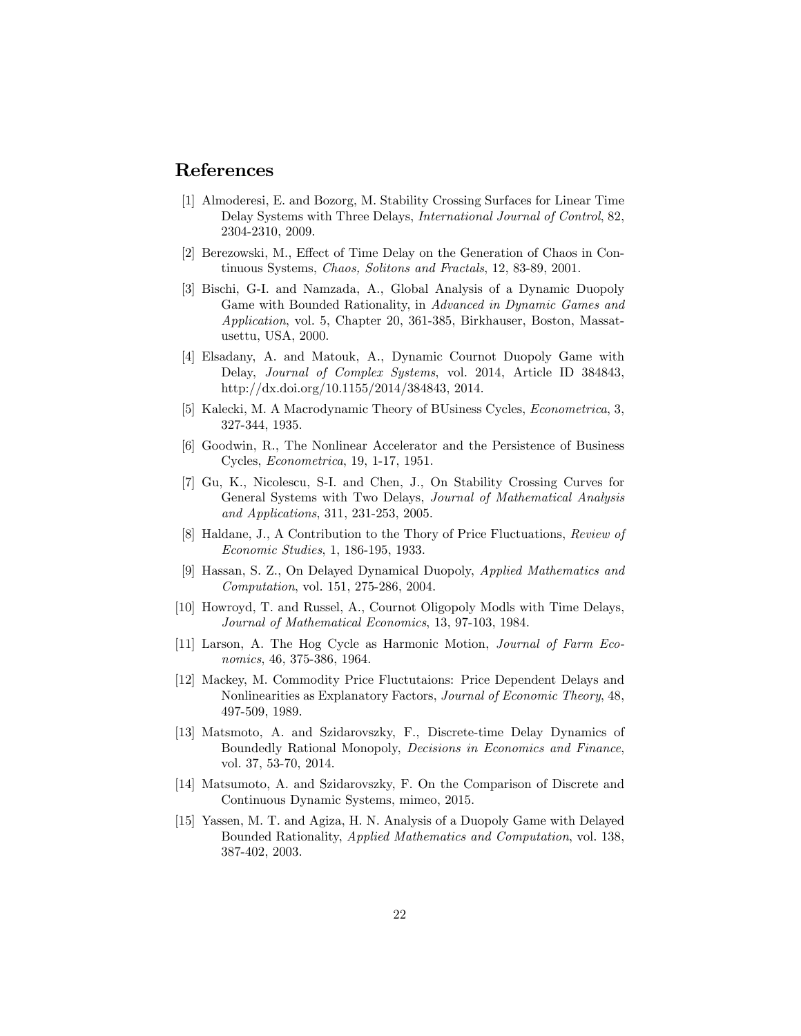## References

[1] Almoderesi, E. and Bozorg, M. Stability Crossing Surfaces for Linear Time Delay Systems with Three Delays, *International Journal of Control*, 82, 2304-2310, 2009.

[2] Berezowski, M., Effect of Time Delay on the Generation of Chaos in Continuous Systems, *Chaos, Solitons and Fractals*, 12, 83-89, 2001.

[3] Bischi, G-I. and Namzada, A., Global Analysis of a Dynamic Duopoly Game with Bounded Rationality, in *Advanced in Dynamic Games and Application*, vol. 5, Chapter 20, 361-385, Birkhauser, Boston, Massatusettu, USA, 2000.

[4] Elsadany, A. and Matouk, A., Dynamic Cournot Duopoly Game with Delay, *Journal of Complex Systems*, vol. 2014, Article ID 384843, http://dx.doi.org/10.1155/2014/384843, 2014.

[5] Kalecki, M. A Macrodynamic Theory of BUsiness Cycles, *Econometrica*, 3, 327-344, 1935.

[6] Goodwin, R., The Nonlinear Accelerator and the Persistence of Business Cycles, *Econometrica*, 19, 1-17, 1951.

[7] Gu, K., Nicolescu, S-I. and Chen, J., On Stability Crossing Curves for General Systems with Two Delays, *Journal of Mathematical Analysis and Applications*, 311, 231-253, 2005.

[8] Haldane, J., A Contribution to the Thory of Price Fluctuations, *Review of Economic Studies*, 1, 186-195, 1933.

[9] Hassan, S. Z., On Delayed Dynamical Duopoly, *Applied Mathematics and Computation*, vol. 151, 275-286, 2004.

[10] Howroyd, T. and Russel, A., Cournot Oligopoly Modls with Time Delays, *Journal of Mathematical Economics*, 13, 97-103, 1984.

[11] Larson, A. The Hog Cycle as Harmonic Motion, *Journal of Farm Economics*, 46, 375-386, 1964.

[12] Mackey, M. Commodity Price Fluctutaions: Price Dependent Delays and Nonlinearities as Explanatory Factors, *Journal of Economic Theory*, 48, 497-509, 1989.

[13] Matsmoto, A. and Szidarovszky, F., Discrete-time Delay Dynamics of Boundedly Rational Monopoly, *Decisions in Economics and Finance*, vol. 37, 53-70, 2014.

[14] Matsumoto, A. and Szidarovszky, F. On the Comparison of Discrete and Continuous Dynamic Systems, mimeo, 2015.

[15] Yassen, M. T. and Agiza, H. N. Analysis of a Duopoly Game with Delayed Bounded Rationality, *Applied Mathematics and Computation*, vol. 138, 387-402, 2003.